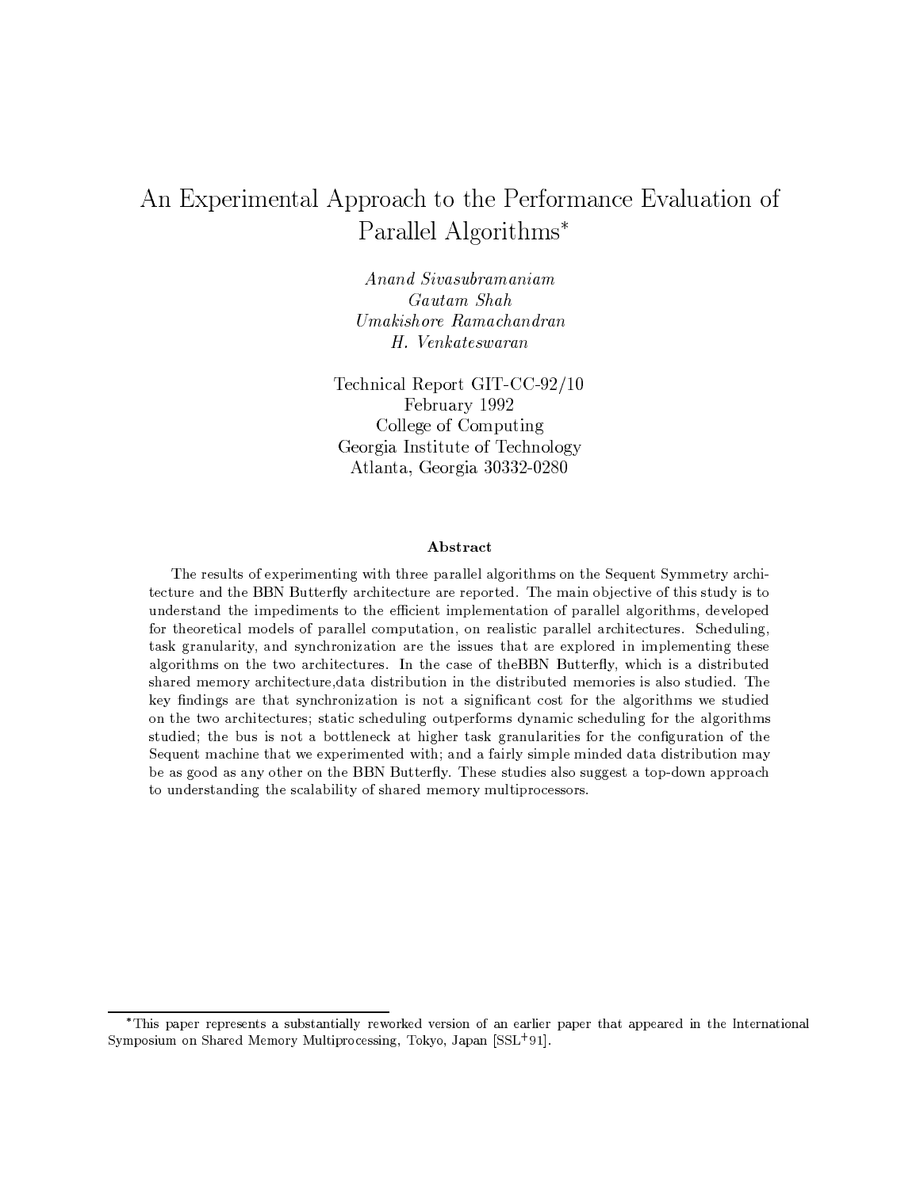# An Experimental Approach to the Performance Evaluation of Parallel Algorithms*

*Anand Sivasubramaniam*
*Gautam Shah*
*Umakishore Ramachandran*
*H. Venkateswaran*

Technical Report GIT-CC-92/10
February 1992
College of Computing
Georgia Institute of Technology
Atlanta, Georgia 30332-0280

**Abstract**

The results of experimenting with three parallel algorithms on the Sequent Symmetry architecture and the BBN Butterfly architecture are reported. The main objective of this study is to understand the impediments to the efficient implementation of parallel algorithms, developed for theoretical models of parallel computation, on realistic parallel architectures. Scheduling, task granularity, and synchronization are the issues that are explored in implementing these algorithms on the two architectures. In the case of theBBN Butterfly, which is a distributed shared memory architecture,data distribution in the distributed memories is also studied. The key findings are that synchronization is not a significant cost for the algorithms we studied on the two architectures; static scheduling outperforms dynamic scheduling for the algorithms studied; the bus is not a bottleneck at higher task granularities for the configuration of the Sequent machine that we experimented with; and a fairly simple minded data distribution may be as good as any other on the BBN Butterfly. These studies also suggest a top-down approach to understanding the scalability of shared memory multiprocessors.

---

*This paper represents a substantially reworked version of an earlier paper that appeared in the International Symposium on Shared Memory Multiprocessing, Tokyo, Japan [SSL+91].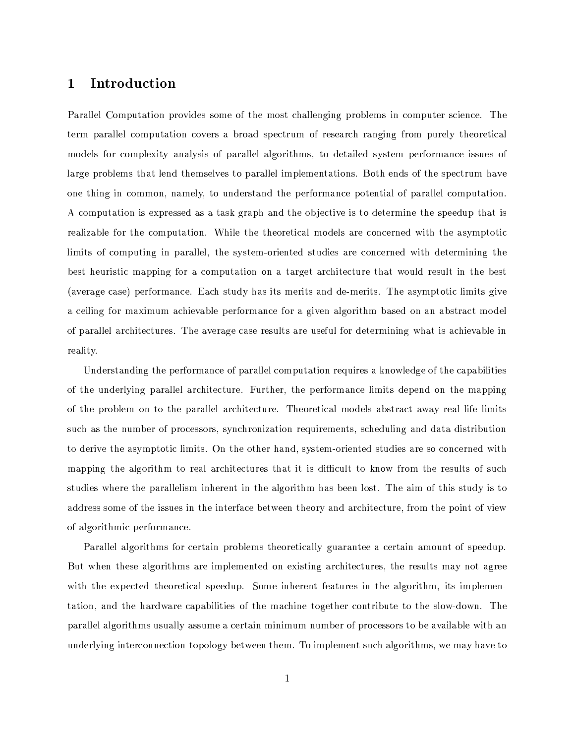## 1 Introduction

Parallel Computation provides some of the most challenging problems in computer science. The term parallel computation covers a broad spectrum of research ranging from purely theoretical models for complexity analysis of parallel algorithms, to detailed system performance issues of large problems that lend themselves to parallel implementations. Both ends of the spectrum have one thing in common, namely, to understand the performance potential of parallel computation. A computation is expressed as a task graph and the objective is to determine the speedup that is realizable for the computation. While the theoretical models are concerned with the asymptotic limits of computing in parallel, the system-oriented studies are concerned with determining the best heuristic mapping for a computation on a target architecture that would result in the best (average case) performance. Each study has its merits and de-merits. The asymptotic limits give a ceiling for maximum achievable performance for a given algorithm based on an abstract model of parallel architectures. The average case results are useful for determining what is achievable in reality.

Understanding the performance of parallel computation requires a knowledge of the capabilities of the underlying parallel architecture. Further, the performance limits depend on the mapping of the problem on to the parallel architecture. Theoretical models abstract away real life limits such as the number of processors, synchronization requirements, scheduling and data distribution to derive the asymptotic limits. On the other hand, system-oriented studies are so concerned with mapping the algorithm to real architectures that it is difficult to know from the results of such studies where the parallelism inherent in the algorithm has been lost. The aim of this study is to address some of the issues in the interface between theory and architecture, from the point of view of algorithmic performance.

Parallel algorithms for certain problems theoretically guarantee a certain amount of speedup. But when these algorithms are implemented on existing architectures, the results may not agree with the expected theoretical speedup. Some inherent features in the algorithm, its implementation, and the hardware capabilities of the machine together contribute to the slow-down. The parallel algorithms usually assume a certain minimum number of processors to be available with an underlying interconnection topology between them. To implement such algorithms, we may have to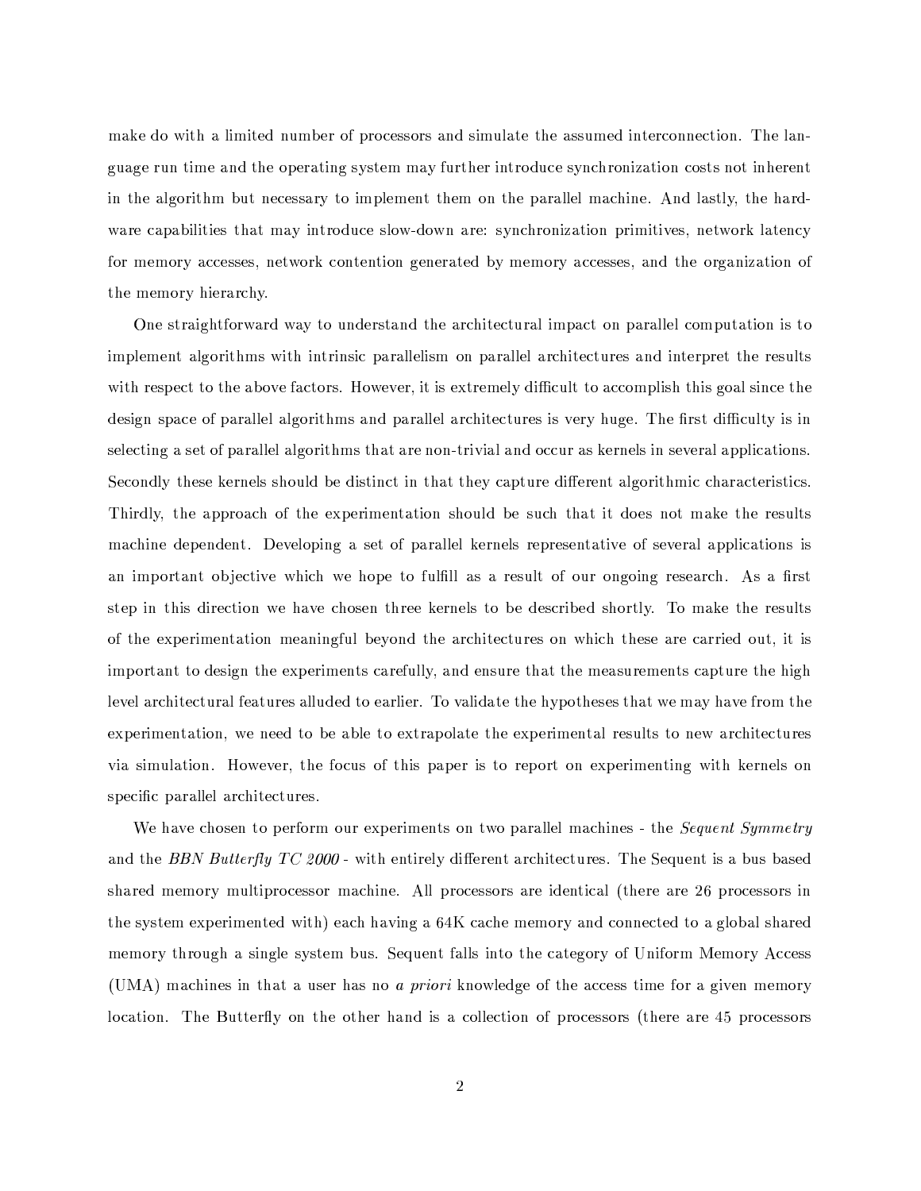make do with a limited number of processors and simulate the assumed interconnection. The language run time and the operating system may further introduce synchronization costs not inherent in the algorithm but necessary to implement them on the parallel machine. And lastly, the hardware capabilities that may introduce slow-down are: synchronization primitives, network latency for memory accesses, network contention generated by memory accesses, and the organization of the memory hierarchy.

One straightforward way to understand the architectural impact on parallel computation is to implement algorithms with intrinsic parallelism on parallel architectures and interpret the results with respect to the above factors. However, it is extremely difficult to accomplish this goal since the design space of parallel algorithms and parallel architectures is very huge. The first difficulty is in selecting a set of parallel algorithms that are non-trivial and occur as kernels in several applications. Secondly these kernels should be distinct in that they capture different algorithmic characteristics. Thirdly, the approach of the experimentation should be such that it does not make the results machine dependent. Developing a set of parallel kernels representative of several applications is an important objective which we hope to fulfill as a result of our ongoing research. As a first step in this direction we have chosen three kernels to be described shortly. To make the results of the experimentation meaningful beyond the architectures on which these are carried out, it is important to design the experiments carefully, and ensure that the measurements capture the high level architectural features alluded to earlier. To validate the hypotheses that we may have from the experimentation, we need to be able to extrapolate the experimental results to new architectures via simulation. However, the focus of this paper is to report on experimenting with kernels on specific parallel architectures.

We have chosen to perform our experiments on two parallel machines - the *Sequent Symmetry* and the *BBN Butterfly TC 2000* - with entirely different architectures. The Sequent is a bus based shared memory multiprocessor machine. All processors are identical (there are 26 processors in the system experimented with) each having a 64K cache memory and connected to a global shared memory through a single system bus. Sequent falls into the category of Uniform Memory Access (UMA) machines in that a user has no *a priori* knowledge of the access time for a given memory location. The Butterfly on the other hand is a collection of processors (there are 45 processors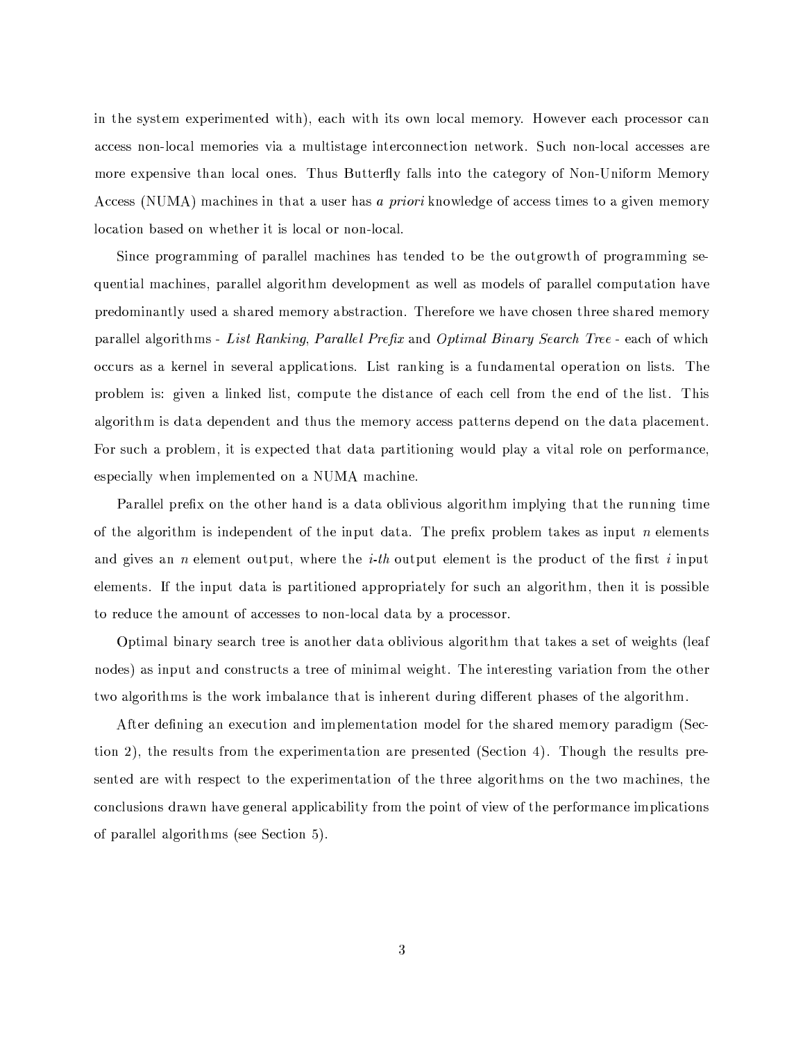in the system experimented with), each with its own local memory. However each processor can access non-local memories via a multistage interconnection network. Such non-local accesses are more expensive than local ones. Thus Butterfly falls into the category of Non-Uniform Memory Access (NUMA) machines in that a user has *a priori* knowledge of access times to a given memory location based on whether it is local or non-local.

Since programming of parallel machines has tended to be the outgrowth of programming sequential machines, parallel algorithm development as well as models of parallel computation have predominantly used a shared memory abstraction. Therefore we have chosen three shared memory parallel algorithms - *List Ranking*, *Parallel Prefix* and *Optimal Binary Search Tree* - each of which occurs as a kernel in several applications. List ranking is a fundamental operation on lists. The problem is: given a linked list, compute the distance of each cell from the end of the list. This algorithm is data dependent and thus the memory access patterns depend on the data placement. For such a problem, it is expected that data partitioning would play a vital role on performance, especially when implemented on a NUMA machine.

Parallel prefix on the other hand is a data oblivious algorithm implying that the running time of the algorithm is independent of the input data. The prefix problem takes as input $n$ elements and gives an $n$ element output, where the *i-th* output element is the product of the first $i$ input elements. If the input data is partitioned appropriately for such an algorithm, then it is possible to reduce the amount of accesses to non-local data by a processor.

Optimal binary search tree is another data oblivious algorithm that takes a set of weights (leaf nodes) as input and constructs a tree of minimal weight. The interesting variation from the other two algorithms is the work imbalance that is inherent during different phases of the algorithm.

After defining an execution and implementation model for the shared memory paradigm (Section 2), the results from the experimentation are presented (Section 4). Though the results presented are with respect to the experimentation of the three algorithms on the two machines, the conclusions drawn have general applicability from the point of view of the performance implications of parallel algorithms (see Section 5).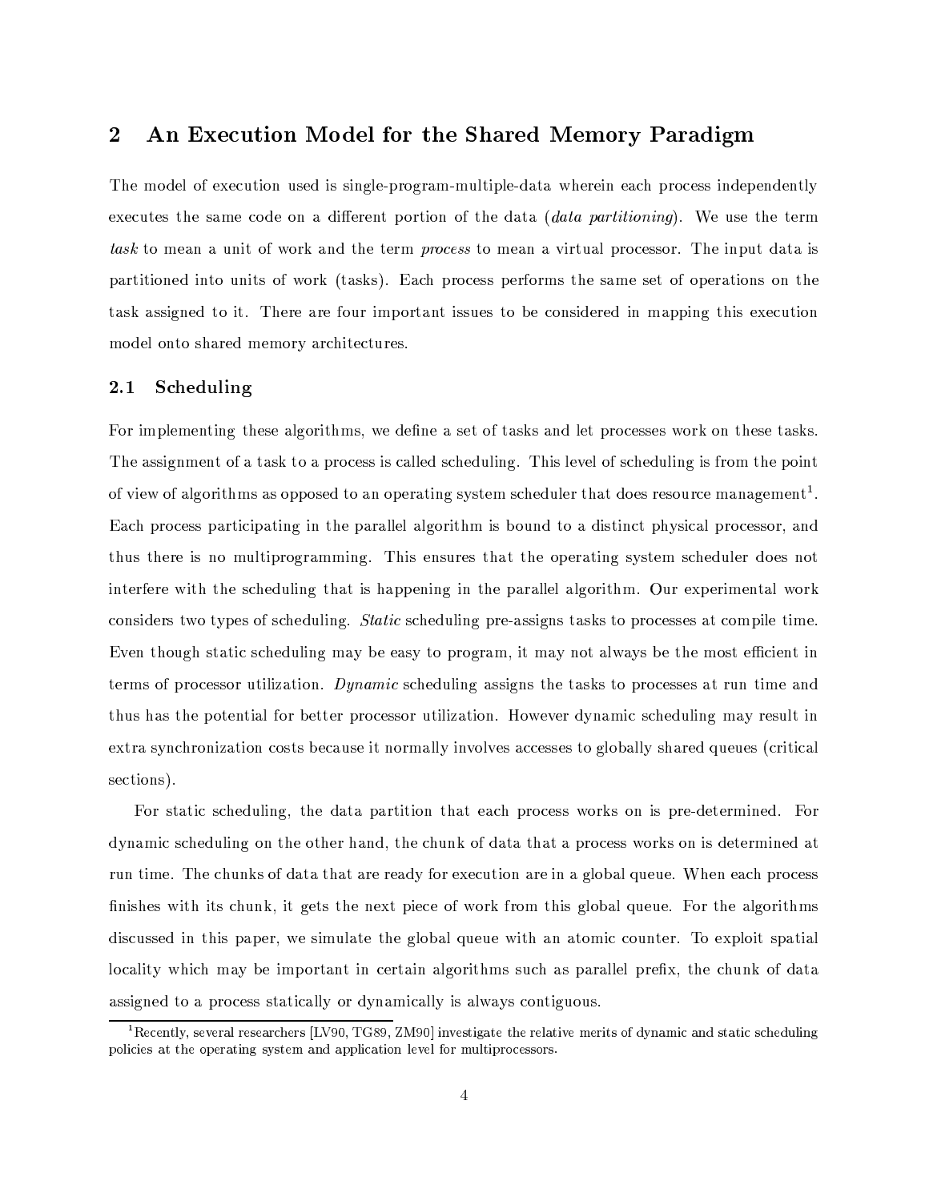## 2 An Execution Model for the Shared Memory Paradigm

The model of execution used is single-program-multiple-data wherein each process independently executes the same code on a different portion of the data (*data partitioning*). We use the term *task* to mean a unit of work and the term *process* to mean a virtual processor. The input data is partitioned into units of work (tasks). Each process performs the same set of operations on the task assigned to it. There are four important issues to be considered in mapping this execution model onto shared memory architectures.

### 2.1 Scheduling

For implementing these algorithms, we define a set of tasks and let processes work on these tasks. The assignment of a task to a process is called scheduling. This level of scheduling is from the point of view of algorithms as opposed to an operating system scheduler that does resource management[1]. Each process participating in the parallel algorithm is bound to a distinct physical processor, and thus there is no multiprogramming. This ensures that the operating system scheduler does not interfere with the scheduling that is happening in the parallel algorithm. Our experimental work considers two types of scheduling. *Static* scheduling pre-assigns tasks to processes at compile time. Even though static scheduling may be easy to program, it may not always be the most efficient in terms of processor utilization. *Dynamic* scheduling assigns the tasks to processes at run time and thus has the potential for better processor utilization. However dynamic scheduling may result in extra synchronization costs because it normally involves accesses to globally shared queues (critical sections).

For static scheduling, the data partition that each process works on is pre-determined. For dynamic scheduling on the other hand, the chunk of data that a process works on is determined at run time. The chunks of data that are ready for execution are in a global queue. When each process finishes with its chunk, it gets the next piece of work from this global queue. For the algorithms discussed in this paper, we simulate the global queue with an atomic counter. To exploit spatial locality which may be important in certain algorithms such as parallel prefix, the chunk of data assigned to a process statically or dynamically is always contiguous.

[1] Recently, several researchers [LV90, TG89, ZM90] investigate the relative merits of dynamic and static scheduling policies at the operating system and application level for multiprocessors.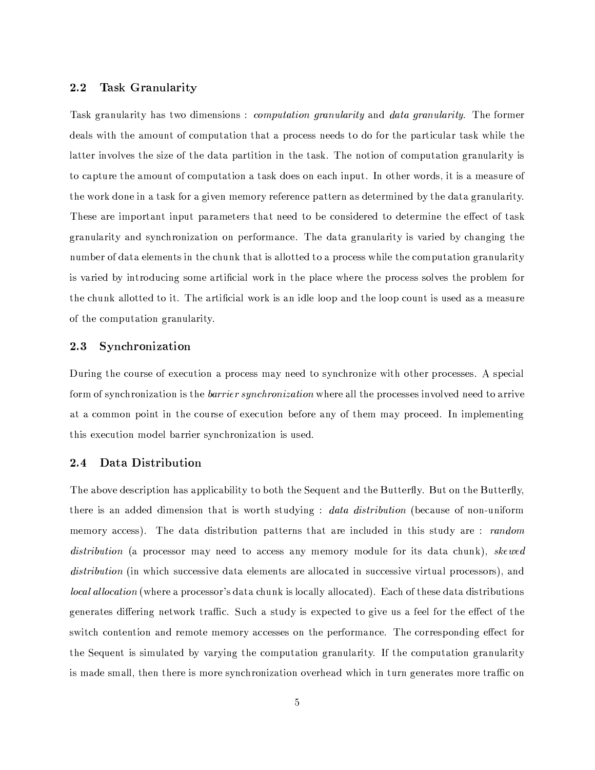## 2.2 Task Granularity

Task granularity has two dimensions : *computation granularity* and *data granularity*. The former deals with the amount of computation that a process needs to do for the particular task while the latter involves the size of the data partition in the task. The notion of computation granularity is to capture the amount of computation a task does on each input. In other words, it is a measure of the work done in a task for a given memory reference pattern as determined by the data granularity. These are important input parameters that need to be considered to determine the effect of task granularity and synchronization on performance. The data granularity is varied by changing the number of data elements in the chunk that is allotted to a process while the computation granularity is varied by introducing some artificial work in the place where the process solves the problem for the chunk allotted to it. The artificial work is an idle loop and the loop count is used as a measure of the computation granularity.

## 2.3 Synchronization

During the course of execution a process may need to synchronize with other processes. A special form of synchronization is the *barrier synchronization* where all the processes involved need to arrive at a common point in the course of execution before any of them may proceed. In implementing this execution model barrier synchronization is used.

## 2.4 Data Distribution

The above description has applicability to both the Sequent and the Butterfly. But on the Butterfly, there is an added dimension that is worth studying : *data distribution* (because of non-uniform memory access). The data distribution patterns that are included in this study are : *random distribution* (a processor may need to access any memory module for its data chunk), *skewed distribution* (in which successive data elements are allocated in successive virtual processors), and *local allocation* (where a processor's data chunk is locally allocated). Each of these data distributions generates differing network traffic. Such a study is expected to give us a feel for the effect of the switch contention and remote memory accesses on the performance. The corresponding effect for the Sequent is simulated by varying the computation granularity. If the computation granularity is made small, then there is more synchronization overhead which in turn generates more traffic on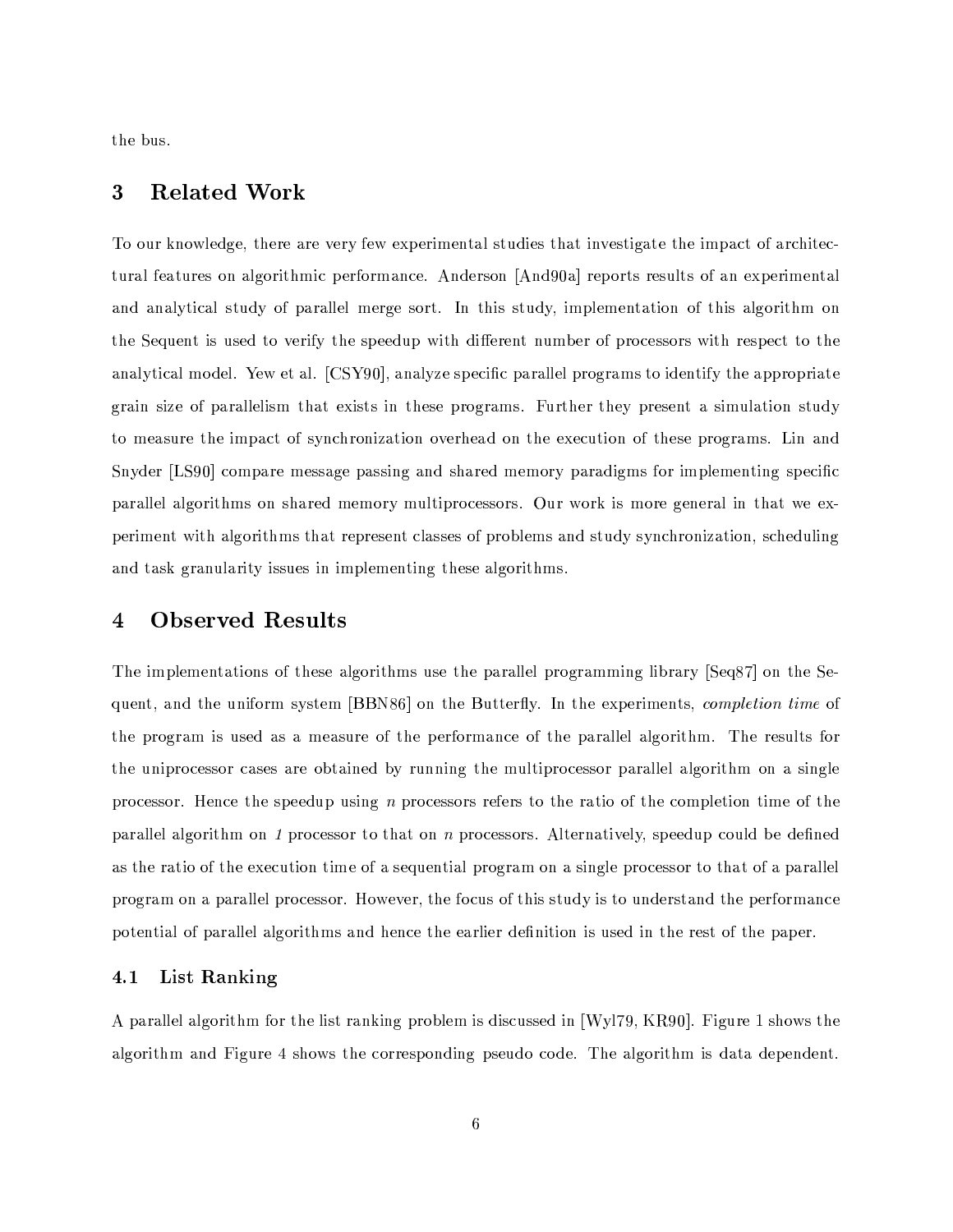the bus.

## 3 Related Work

To our knowledge, there are very few experimental studies that investigate the impact of architectural features on algorithmic performance. Anderson [And90a] reports results of an experimental and analytical study of parallel merge sort. In this study, implementation of this algorithm on the Sequent is used to verify the speedup with different number of processors with respect to the analytical model. Yew et al. [CSY90], analyze specific parallel programs to identify the appropriate grain size of parallelism that exists in these programs. Further they present a simulation study to measure the impact of synchronization overhead on the execution of these programs. Lin and Snyder [LS90] compare message passing and shared memory paradigms for implementing specific parallel algorithms on shared memory multiprocessors. Our work is more general in that we experiment with algorithms that represent classes of problems and study synchronization, scheduling and task granularity issues in implementing these algorithms.

## 4 Observed Results

The implementations of these algorithms use the parallel programming library [Seq87] on the Sequent, and the uniform system [BBN86] on the Butterfly. In the experiments, *completion time* of the program is used as a measure of the performance of the parallel algorithm. The results for the uniprocessor cases are obtained by running the multiprocessor parallel algorithm on a single processor. Hence the speedup using $n$ processors refers to the ratio of the completion time of the parallel algorithm on *1* processor to that on $n$ processors. Alternatively, speedup could be defined as the ratio of the execution time of a sequential program on a single processor to that of a parallel program on a parallel processor. However, the focus of this study is to understand the performance potential of parallel algorithms and hence the earlier definition is used in the rest of the paper.

### 4.1 List Ranking

A parallel algorithm for the list ranking problem is discussed in [Wyl79, KR90]. Figure 1 shows the algorithm and Figure 4 shows the corresponding pseudo code. The algorithm is data dependent.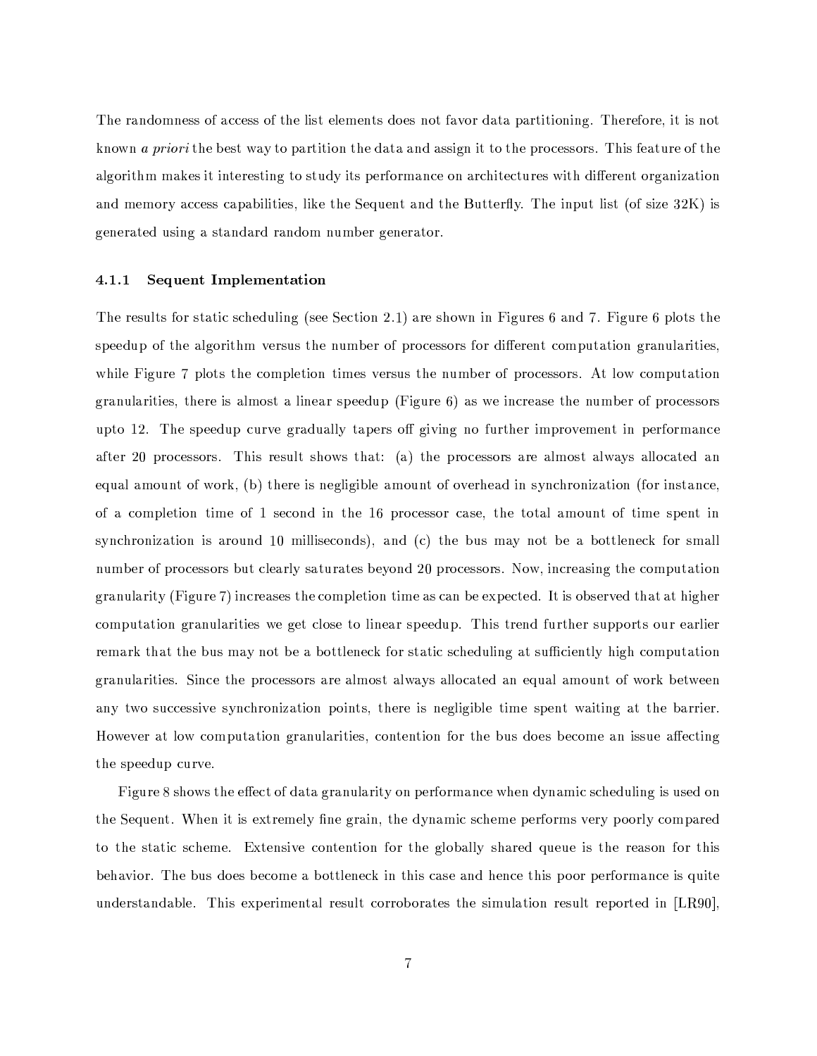The randomness of access of the list elements does not favor data partitioning. Therefore, it is not known *a priori* the best way to partition the data and assign it to the processors. This feature of the algorithm makes it interesting to study its performance on architectures with different organization and memory access capabilities, like the Sequent and the Butterfly. The input list (of size 32K) is generated using a standard random number generator.

#### 4.1.1 Sequent Implementation

The results for static scheduling (see Section 2.1) are shown in Figures 6 and 7. Figure 6 plots the speedup of the algorithm versus the number of processors for different computation granularities, while Figure 7 plots the completion times versus the number of processors. At low computation granularities, there is almost a linear speedup (Figure 6) as we increase the number of processors upto 12. The speedup curve gradually tapers off giving no further improvement in performance after 20 processors. This result shows that: (a) the processors are almost always allocated an equal amount of work, (b) there is negligible amount of overhead in synchronization (for instance, of a completion time of 1 second in the 16 processor case, the total amount of time spent in synchronization is around 10 milliseconds), and (c) the bus may not be a bottleneck for small number of processors but clearly saturates beyond 20 processors. Now, increasing the computation granularity (Figure 7) increases the completion time as can be expected. It is observed that at higher computation granularities we get close to linear speedup. This trend further supports our earlier remark that the bus may not be a bottleneck for static scheduling at sufficiently high computation granularities. Since the processors are almost always allocated an equal amount of work between any two successive synchronization points, there is negligible time spent waiting at the barrier. However at low computation granularities, contention for the bus does become an issue affecting the speedup curve.

Figure 8 shows the effect of data granularity on performance when dynamic scheduling is used on the Sequent. When it is extremely fine grain, the dynamic scheme performs very poorly compared to the static scheme. Extensive contention for the globally shared queue is the reason for this behavior. The bus does become a bottleneck in this case and hence this poor performance is quite understandable. This experimental result corroborates the simulation result reported in [LR90],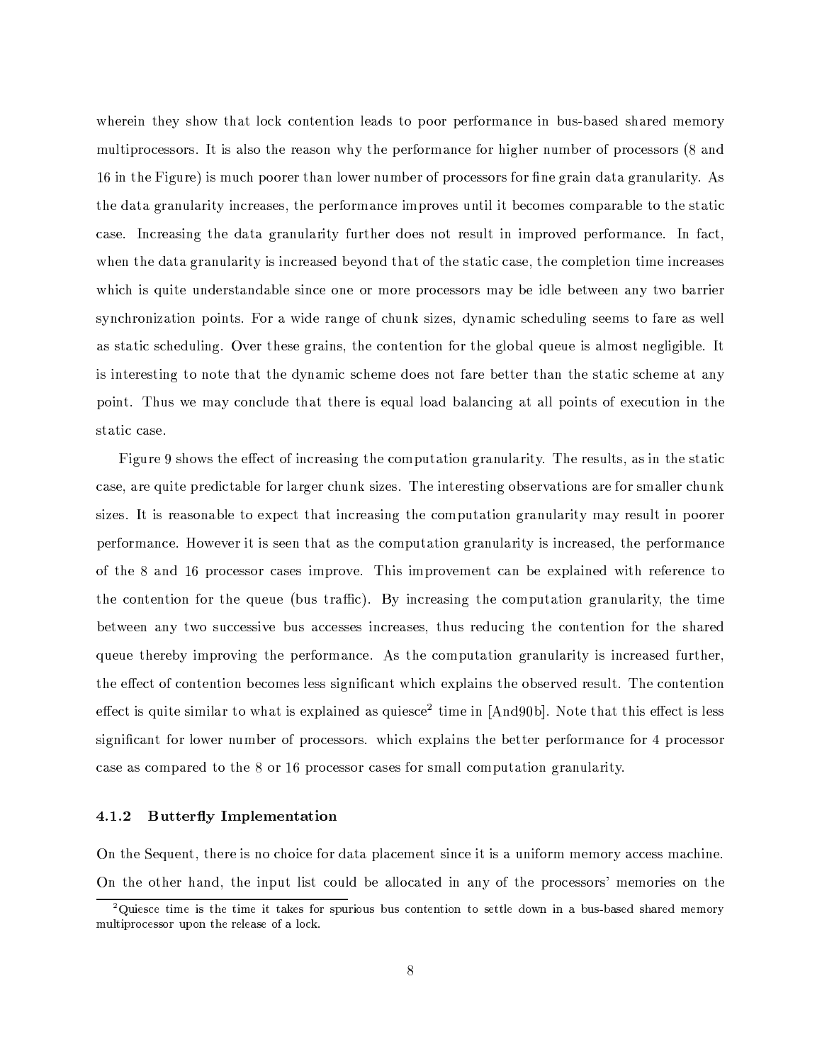wherein they show that lock contention leads to poor performance in bus-based shared memory multiprocessors. It is also the reason why the performance for higher number of processors (8 and 16 in the Figure) is much poorer than lower number of processors for fine grain data granularity. As the data granularity increases, the performance improves until it becomes comparable to the static case. Increasing the data granularity further does not result in improved performance. In fact, when the data granularity is increased beyond that of the static case, the completion time increases which is quite understandable since one or more processors may be idle between any two barrier synchronization points. For a wide range of chunk sizes, dynamic scheduling seems to fare as well as static scheduling. Over these grains, the contention for the global queue is almost negligible. It is interesting to note that the dynamic scheme does not fare better than the static scheme at any point. Thus we may conclude that there is equal load balancing at all points of execution in the static case.

Figure 9 shows the effect of increasing the computation granularity. The results, as in the static case, are quite predictable for larger chunk sizes. The interesting observations are for smaller chunk sizes. It is reasonable to expect that increasing the computation granularity may result in poorer performance. However it is seen that as the computation granularity is increased, the performance of the 8 and 16 processor cases improve. This improvement can be explained with reference to the contention for the queue (bus traffic). By increasing the computation granularity, the time between any two successive bus accesses increases, thus reducing the contention for the shared queue thereby improving the performance. As the computation granularity is increased further, the effect of contention becomes less significant which explains the observed result. The contention effect is quite similar to what is explained as quiesce[2] time in [And90b]. Note that this effect is less significant for lower number of processors. which explains the better performance for 4 processor case as compared to the 8 or 16 processor cases for small computation granularity.

#### 4.1.2 Butterfly Implementation

On the Sequent, there is no choice for data placement since it is a uniform memory access machine. On the other hand, the input list could be allocated in any of the processors' memories on the

[2] Quiesce time is the time it takes for spurious bus contention to settle down in a bus-based shared memory multiprocessor upon the release of a lock.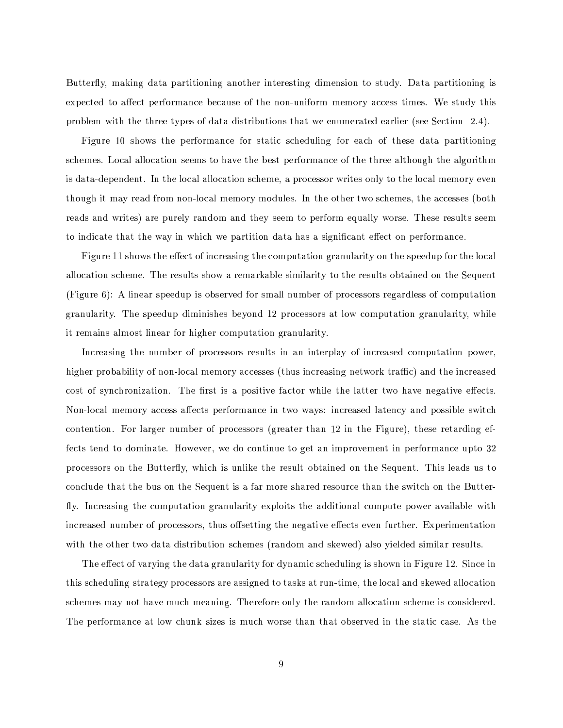Butterfly, making data partitioning another interesting dimension to study. Data partitioning is expected to affect performance because of the non-uniform memory access times. We study this problem with the three types of data distributions that we enumerated earlier (see Section 2.4).

Figure 10 shows the performance for static scheduling for each of these data partitioning schemes. Local allocation seems to have the best performance of the three although the algorithm is data-dependent. In the local allocation scheme, a processor writes only to the local memory even though it may read from non-local memory modules. In the other two schemes, the accesses (both reads and writes) are purely random and they seem to perform equally worse. These results seem to indicate that the way in which we partition data has a significant effect on performance.

Figure 11 shows the effect of increasing the computation granularity on the speedup for the local allocation scheme. The results show a remarkable similarity to the results obtained on the Sequent (Figure 6): A linear speedup is observed for small number of processors regardless of computation granularity. The speedup diminishes beyond 12 processors at low computation granularity, while it remains almost linear for higher computation granularity.

Increasing the number of processors results in an interplay of increased computation power, higher probability of non-local memory accesses (thus increasing network traffic) and the increased cost of synchronization. The first is a positive factor while the latter two have negative effects. Non-local memory access affects performance in two ways: increased latency and possible switch contention. For larger number of processors (greater than 12 in the Figure), these retarding effects tend to dominate. However, we do continue to get an improvement in performance upto 32 processors on the Butterfly, which is unlike the result obtained on the Sequent. This leads us to conclude that the bus on the Sequent is a far more shared resource than the switch on the Butterfly. Increasing the computation granularity exploits the additional compute power available with increased number of processors, thus offsetting the negative effects even further. Experimentation with the other two data distribution schemes (random and skewed) also yielded similar results.

The effect of varying the data granularity for dynamic scheduling is shown in Figure 12. Since in this scheduling strategy processors are assigned to tasks at run-time, the local and skewed allocation schemes may not have much meaning. Therefore only the random allocation scheme is considered. The performance at low chunk sizes is much worse than that observed in the static case. As the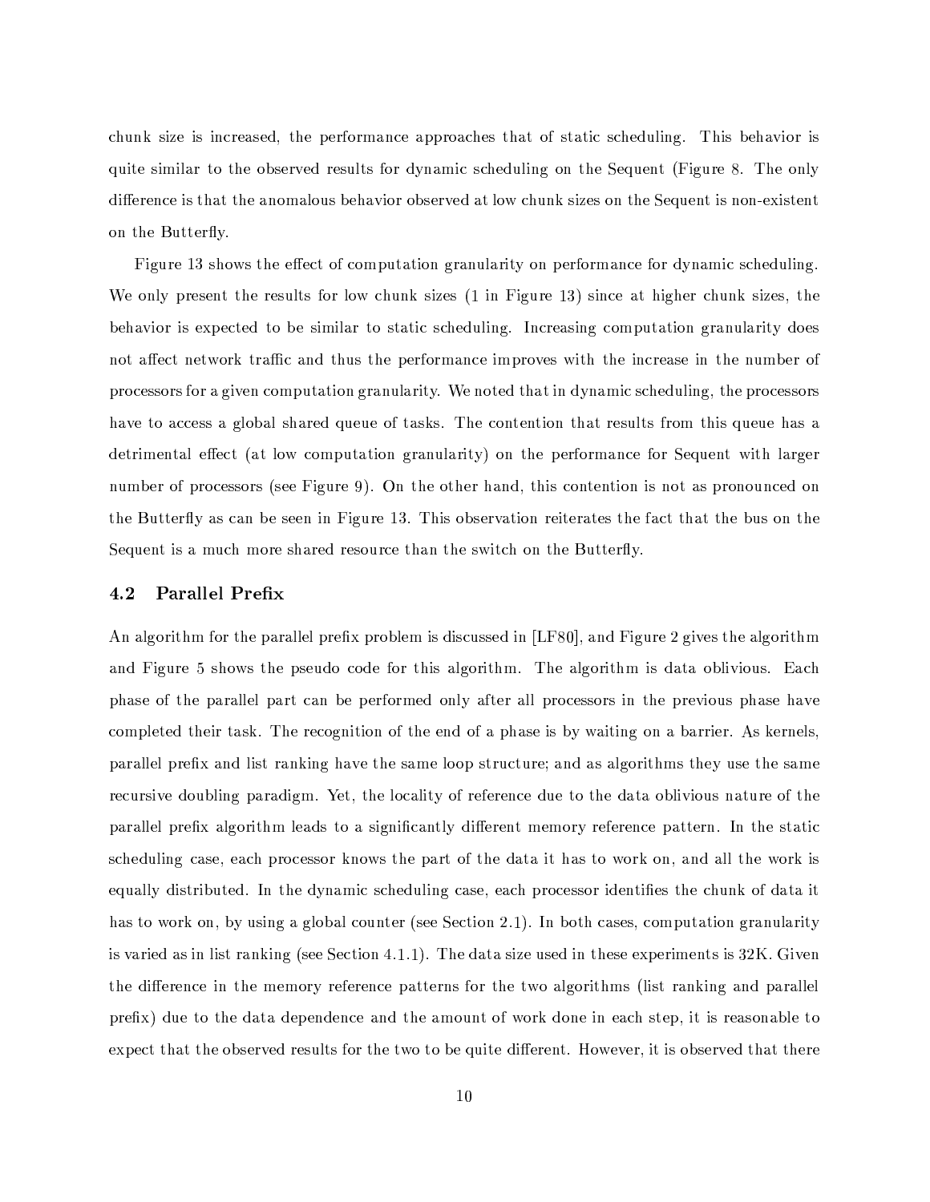chunk size is increased, the performance approaches that of static scheduling. This behavior is quite similar to the observed results for dynamic scheduling on the Sequent (Figure 8. The only difference is that the anomalous behavior observed at low chunk sizes on the Sequent is non-existent on the Butterfly.

Figure 13 shows the effect of computation granularity on performance for dynamic scheduling. We only present the results for low chunk sizes (1 in Figure 13) since at higher chunk sizes, the behavior is expected to be similar to static scheduling. Increasing computation granularity does not affect network traffic and thus the performance improves with the increase in the number of processors for a given computation granularity. We noted that in dynamic scheduling, the processors have to access a global shared queue of tasks. The contention that results from this queue has a detrimental effect (at low computation granularity) on the performance for Sequent with larger number of processors (see Figure 9). On the other hand, this contention is not as pronounced on the Butterfly as can be seen in Figure 13. This observation reiterates the fact that the bus on the Sequent is a much more shared resource than the switch on the Butterfly.

### 4.2 Parallel Prefix

An algorithm for the parallel prefix problem is discussed in [LF80], and Figure 2 gives the algorithm and Figure 5 shows the pseudo code for this algorithm. The algorithm is data oblivious. Each phase of the parallel part can be performed only after all processors in the previous phase have completed their task. The recognition of the end of a phase is by waiting on a barrier. As kernels, parallel prefix and list ranking have the same loop structure; and as algorithms they use the same recursive doubling paradigm. Yet, the locality of reference due to the data oblivious nature of the parallel prefix algorithm leads to a significantly different memory reference pattern. In the static scheduling case, each processor knows the part of the data it has to work on, and all the work is equally distributed. In the dynamic scheduling case, each processor identifies the chunk of data it has to work on, by using a global counter (see Section 2.1). In both cases, computation granularity is varied as in list ranking (see Section 4.1.1). The data size used in these experiments is 32K. Given the difference in the memory reference patterns for the two algorithms (list ranking and parallel prefix) due to the data dependence and the amount of work done in each step, it is reasonable to expect that the observed results for the two to be quite different. However, it is observed that there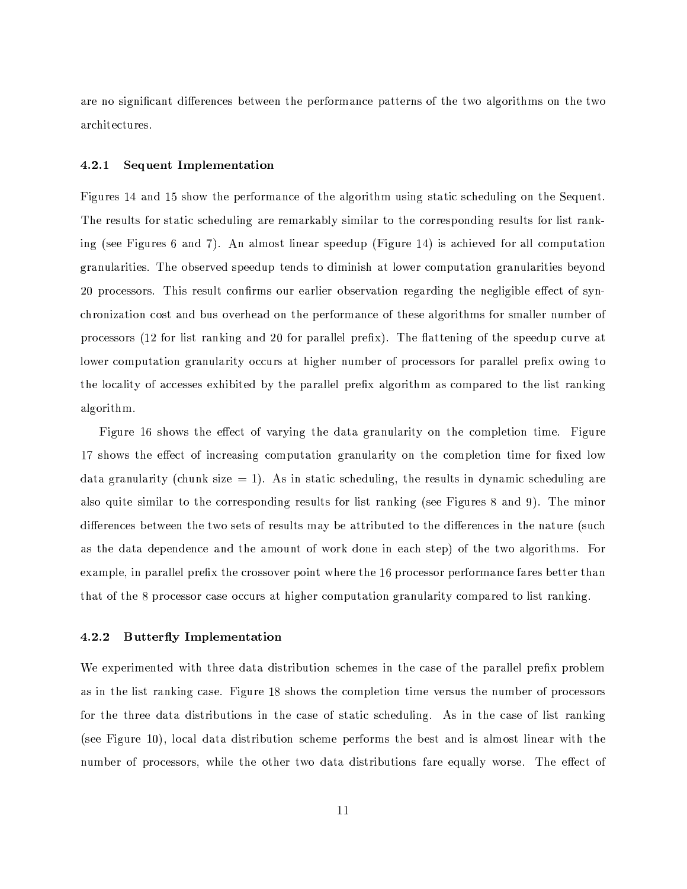are no significant differences between the performance patterns of the two algorithms on the two architectures.

#### 4.2.1 Sequent Implementation

Figures 14 and 15 show the performance of the algorithm using static scheduling on the Sequent. The results for static scheduling are remarkably similar to the corresponding results for list ranking (see Figures 6 and 7). An almost linear speedup (Figure 14) is achieved for all computation granularities. The observed speedup tends to diminish at lower computation granularities beyond 20 processors. This result confirms our earlier observation regarding the negligible effect of synchronization cost and bus overhead on the performance of these algorithms for smaller number of processors (12 for list ranking and 20 for parallel prefix). The flattening of the speedup curve at lower computation granularity occurs at higher number of processors for parallel prefix owing to the locality of accesses exhibited by the parallel prefix algorithm as compared to the list ranking algorithm.

Figure 16 shows the effect of varying the data granularity on the completion time. Figure 17 shows the effect of increasing computation granularity on the completion time for fixed low data granularity (chunk size = 1). As in static scheduling, the results in dynamic scheduling are also quite similar to the corresponding results for list ranking (see Figures 8 and 9). The minor differences between the two sets of results may be attributed to the differences in the nature (such as the data dependence and the amount of work done in each step) of the two algorithms. For example, in parallel prefix the crossover point where the 16 processor performance fares better than that of the 8 processor case occurs at higher computation granularity compared to list ranking.

#### 4.2.2 Butterfly Implementation

We experimented with three data distribution schemes in the case of the parallel prefix problem as in the list ranking case. Figure 18 shows the completion time versus the number of processors for the three data distributions in the case of static scheduling. As in the case of list ranking (see Figure 10), local data distribution scheme performs the best and is almost linear with the number of processors, while the other two data distributions fare equally worse. The effect of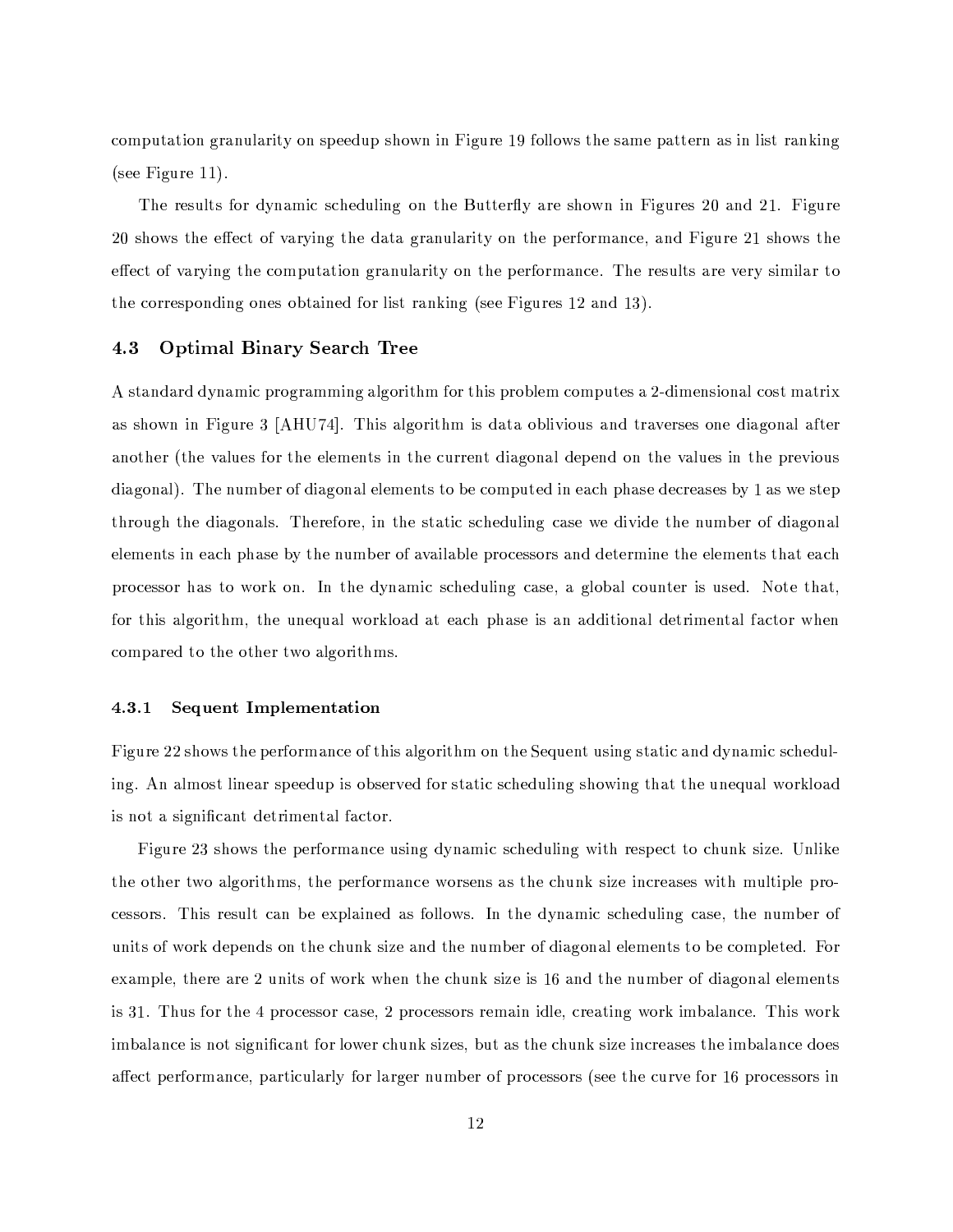computation granularity on speedup shown in Figure 19 follows the same pattern as in list ranking (see Figure 11).

The results for dynamic scheduling on the Butterfly are shown in Figures 20 and 21. Figure 20 shows the effect of varying the data granularity on the performance, and Figure 21 shows the effect of varying the computation granularity on the performance. The results are very similar to the corresponding ones obtained for list ranking (see Figures 12 and 13).

## 4.3 Optimal Binary Search Tree

A standard dynamic programming algorithm for this problem computes a 2-dimensional cost matrix as shown in Figure 3 [AHU74]. This algorithm is data oblivious and traverses one diagonal after another (the values for the elements in the current diagonal depend on the values in the previous diagonal). The number of diagonal elements to be computed in each phase decreases by 1 as we step through the diagonals. Therefore, in the static scheduling case we divide the number of diagonal elements in each phase by the number of available processors and determine the elements that each processor has to work on. In the dynamic scheduling case, a global counter is used. Note that, for this algorithm, the unequal workload at each phase is an additional detrimental factor when compared to the other two algorithms.

### 4.3.1 Sequent Implementation

Figure 22 shows the performance of this algorithm on the Sequent using static and dynamic scheduling. An almost linear speedup is observed for static scheduling showing that the unequal workload is not a significant detrimental factor.

Figure 23 shows the performance using dynamic scheduling with respect to chunk size. Unlike the other two algorithms, the performance worsens as the chunk size increases with multiple processors. This result can be explained as follows. In the dynamic scheduling case, the number of units of work depends on the chunk size and the number of diagonal elements to be completed. For example, there are 2 units of work when the chunk size is 16 and the number of diagonal elements is 31. Thus for the 4 processor case, 2 processors remain idle, creating work imbalance. This work imbalance is not significant for lower chunk sizes, but as the chunk size increases the imbalance does affect performance, particularly for larger number of processors (see the curve for 16 processors in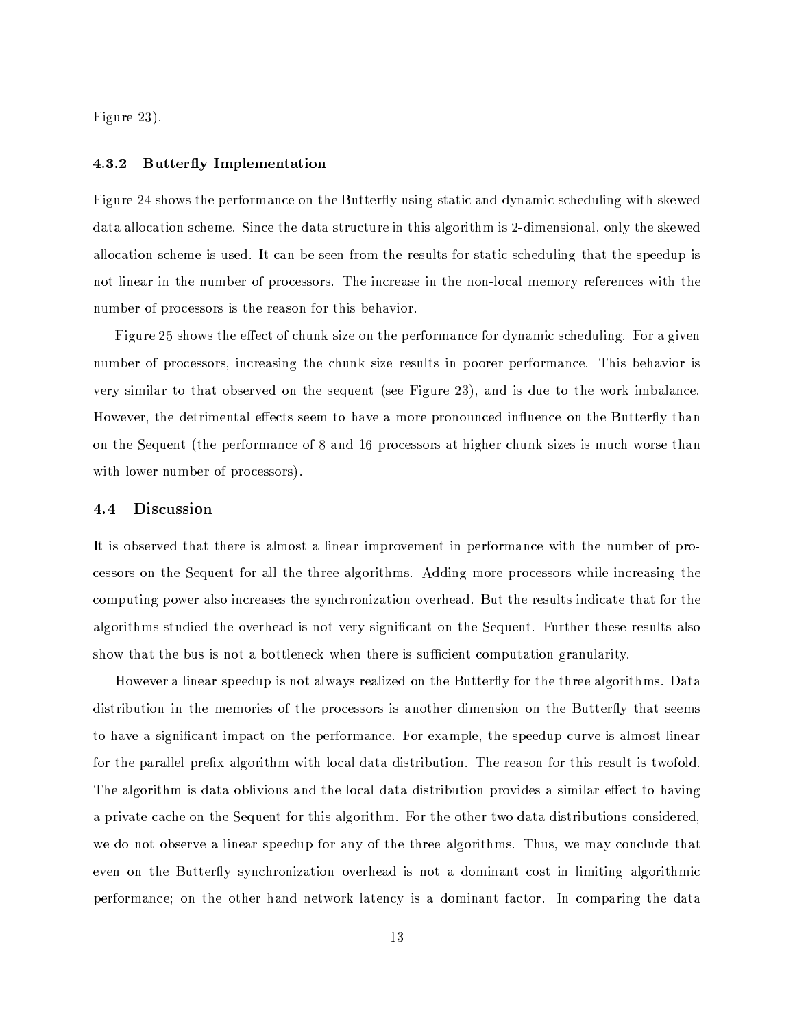Figure 23).

### 4.3.2 Butterfly Implementation

Figure 24 shows the performance on the Butterfly using static and dynamic scheduling with skewed data allocation scheme. Since the data structure in this algorithm is 2-dimensional, only the skewed allocation scheme is used. It can be seen from the results for static scheduling that the speedup is not linear in the number of processors. The increase in the non-local memory references with the number of processors is the reason for this behavior.

Figure 25 shows the effect of chunk size on the performance for dynamic scheduling. For a given number of processors, increasing the chunk size results in poorer performance. This behavior is very similar to that observed on the sequent (see Figure 23), and is due to the work imbalance. However, the detrimental effects seem to have a more pronounced influence on the Butterfly than on the Sequent (the performance of 8 and 16 processors at higher chunk sizes is much worse than with lower number of processors).

## 4.4 Discussion

It is observed that there is almost a linear improvement in performance with the number of processors on the Sequent for all the three algorithms. Adding more processors while increasing the computing power also increases the synchronization overhead. But the results indicate that for the algorithms studied the overhead is not very significant on the Sequent. Further these results also show that the bus is not a bottleneck when there is sufficient computation granularity.

However a linear speedup is not always realized on the Butterfly for the three algorithms. Data distribution in the memories of the processors is another dimension on the Butterfly that seems to have a significant impact on the performance. For example, the speedup curve is almost linear for the parallel prefix algorithm with local data distribution. The reason for this result is twofold. The algorithm is data oblivious and the local data distribution provides a similar effect to having a private cache on the Sequent for this algorithm. For the other two data distributions considered, we do not observe a linear speedup for any of the three algorithms. Thus, we may conclude that even on the Butterfly synchronization overhead is not a dominant cost in limiting algorithmic performance; on the other hand network latency is a dominant factor. In comparing the data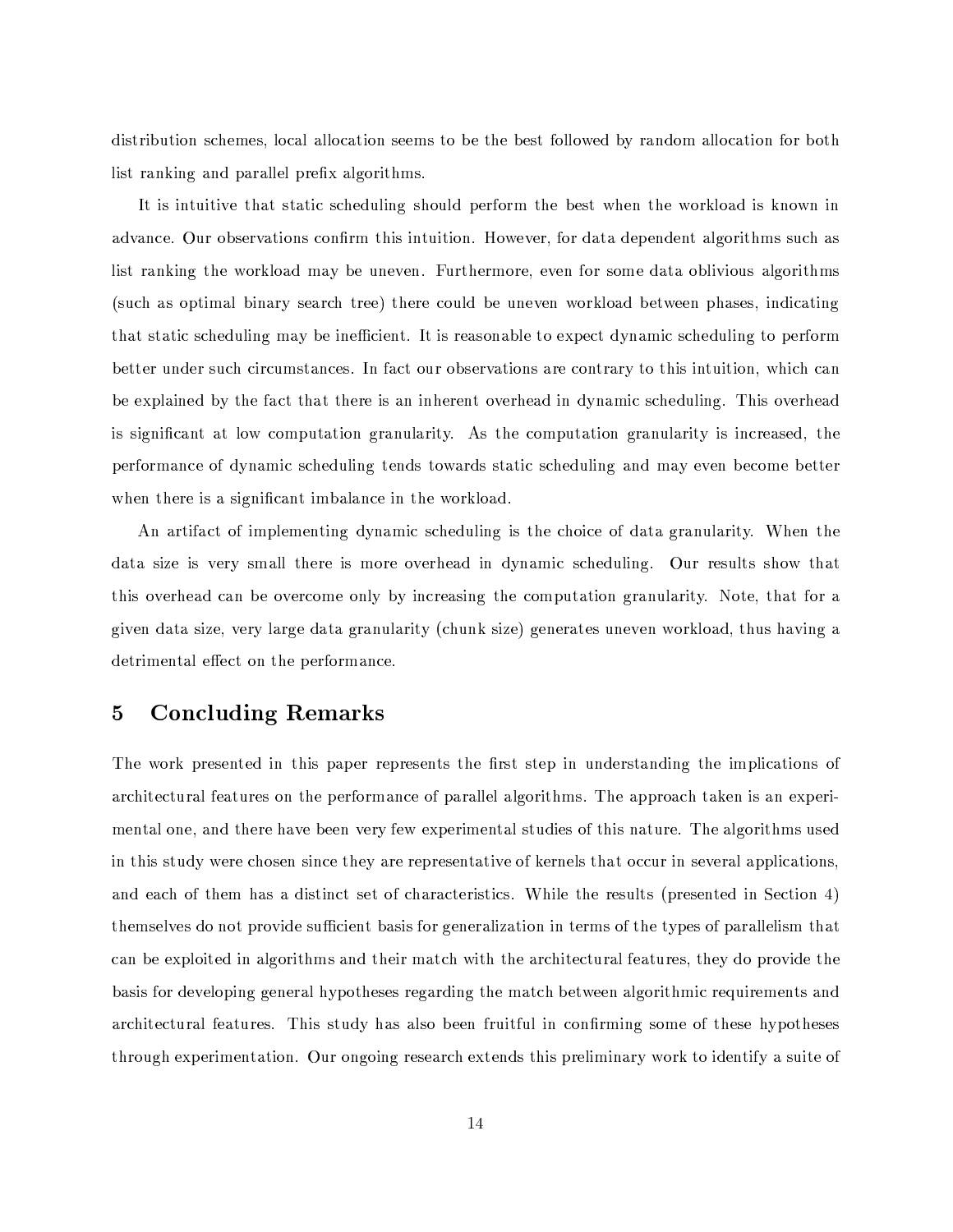distribution schemes, local allocation seems to be the best followed by random allocation for both list ranking and parallel prefix algorithms.

It is intuitive that static scheduling should perform the best when the workload is known in advance. Our observations confirm this intuition. However, for data dependent algorithms such as list ranking the workload may be uneven. Furthermore, even for some data oblivious algorithms (such as optimal binary search tree) there could be uneven workload between phases, indicating that static scheduling may be inefficient. It is reasonable to expect dynamic scheduling to perform better under such circumstances. In fact our observations are contrary to this intuition, which can be explained by the fact that there is an inherent overhead in dynamic scheduling. This overhead is significant at low computation granularity. As the computation granularity is increased, the performance of dynamic scheduling tends towards static scheduling and may even become better when there is a significant imbalance in the workload.

An artifact of implementing dynamic scheduling is the choice of data granularity. When the data size is very small there is more overhead in dynamic scheduling. Our results show that this overhead can be overcome only by increasing the computation granularity. Note, that for a given data size, very large data granularity (chunk size) generates uneven workload, thus having a detrimental effect on the performance.

## 5 Concluding Remarks

The work presented in this paper represents the first step in understanding the implications of architectural features on the performance of parallel algorithms. The approach taken is an experimental one, and there have been very few experimental studies of this nature. The algorithms used in this study were chosen since they are representative of kernels that occur in several applications, and each of them has a distinct set of characteristics. While the results (presented in Section 4) themselves do not provide sufficient basis for generalization in terms of the types of parallelism that can be exploited in algorithms and their match with the architectural features, they do provide the basis for developing general hypotheses regarding the match between algorithmic requirements and architectural features. This study has also been fruitful in confirming some of these hypotheses through experimentation. Our ongoing research extends this preliminary work to identify a suite of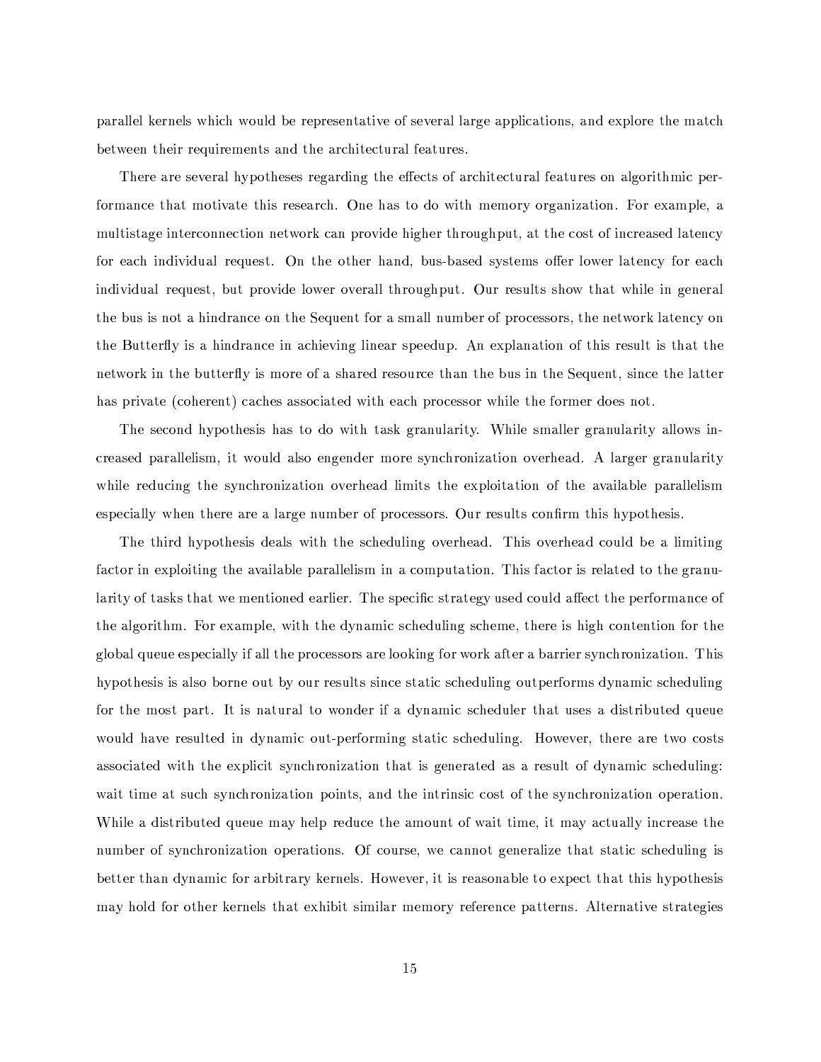parallel kernels which would be representative of several large applications, and explore the match between their requirements and the architectural features.

There are several hypotheses regarding the effects of architectural features on algorithmic performance that motivate this research. One has to do with memory organization. For example, a multistage interconnection network can provide higher throughput, at the cost of increased latency for each individual request. On the other hand, bus-based systems offer lower latency for each individual request, but provide lower overall throughput. Our results show that while in general the bus is not a hindrance on the Sequent for a small number of processors, the network latency on the Butterfly is a hindrance in achieving linear speedup. An explanation of this result is that the network in the butterfly is more of a shared resource than the bus in the Sequent, since the latter has private (coherent) caches associated with each processor while the former does not.

The second hypothesis has to do with task granularity. While smaller granularity allows increased parallelism, it would also engender more synchronization overhead. A larger granularity while reducing the synchronization overhead limits the exploitation of the available parallelism especially when there are a large number of processors. Our results confirm this hypothesis.

The third hypothesis deals with the scheduling overhead. This overhead could be a limiting factor in exploiting the available parallelism in a computation. This factor is related to the granularity of tasks that we mentioned earlier. The specific strategy used could affect the performance of the algorithm. For example, with the dynamic scheduling scheme, there is high contention for the global queue especially if all the processors are looking for work after a barrier synchronization. This hypothesis is also borne out by our results since static scheduling outperforms dynamic scheduling for the most part. It is natural to wonder if a dynamic scheduler that uses a distributed queue would have resulted in dynamic out-performing static scheduling. However, there are two costs associated with the explicit synchronization that is generated as a result of dynamic scheduling: wait time at such synchronization points, and the intrinsic cost of the synchronization operation. While a distributed queue may help reduce the amount of wait time, it may actually increase the number of synchronization operations. Of course, we cannot generalize that static scheduling is better than dynamic for arbitrary kernels. However, it is reasonable to expect that this hypothesis may hold for other kernels that exhibit similar memory reference patterns. Alternative strategies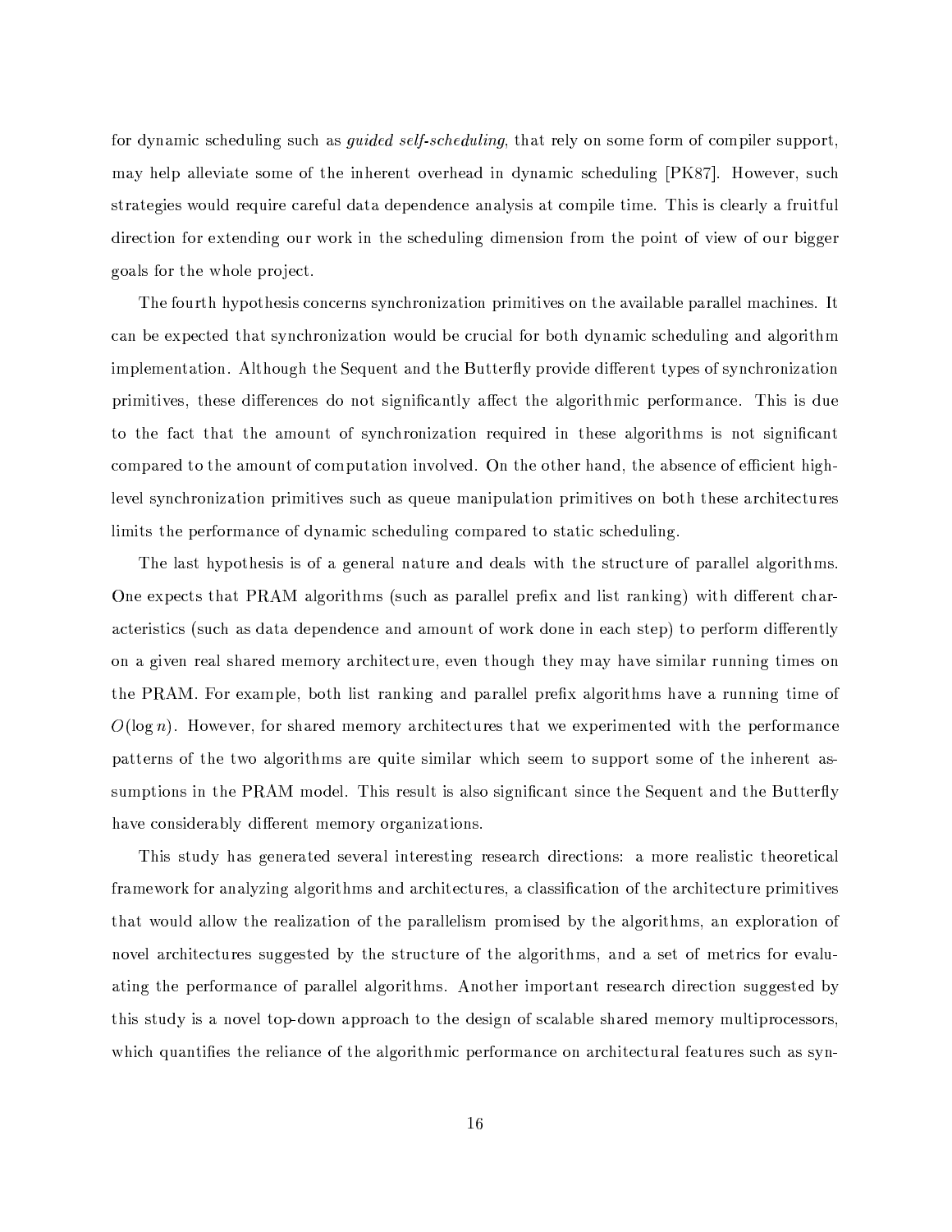for dynamic scheduling such as *guided self-scheduling*, that rely on some form of compiler support, may help alleviate some of the inherent overhead in dynamic scheduling [PK87]. However, such strategies would require careful data dependence analysis at compile time. This is clearly a fruitful direction for extending our work in the scheduling dimension from the point of view of our bigger goals for the whole project.

The fourth hypothesis concerns synchronization primitives on the available parallel machines. It can be expected that synchronization would be crucial for both dynamic scheduling and algorithm implementation. Although the Sequent and the Butterfly provide different types of synchronization primitives, these differences do not significantly affect the algorithmic performance. This is due to the fact that the amount of synchronization required in these algorithms is not significant compared to the amount of computation involved. On the other hand, the absence of efficient high-level synchronization primitives such as queue manipulation primitives on both these architectures limits the performance of dynamic scheduling compared to static scheduling.

The last hypothesis is of a general nature and deals with the structure of parallel algorithms. One expects that PRAM algorithms (such as parallel prefix and list ranking) with different characteristics (such as data dependence and amount of work done in each step) to perform differently on a given real shared memory architecture, even though they may have similar running times on the PRAM. For example, both list ranking and parallel prefix algorithms have a running time of $O(\log n)$. However, for shared memory architectures that we experimented with the performance patterns of the two algorithms are quite similar which seem to support some of the inherent assumptions in the PRAM model. This result is also significant since the Sequent and the Butterfly have considerably different memory organizations.

This study has generated several interesting research directions: a more realistic theoretical framework for analyzing algorithms and architectures, a classification of the architecture primitives that would allow the realization of the parallelism promised by the algorithms, an exploration of novel architectures suggested by the structure of the algorithms, and a set of metrics for evaluating the performance of parallel algorithms. Another important research direction suggested by this study is a novel top-down approach to the design of scalable shared memory multiprocessors, which quantifies the reliance of the algorithmic performance on architectural features such as syn-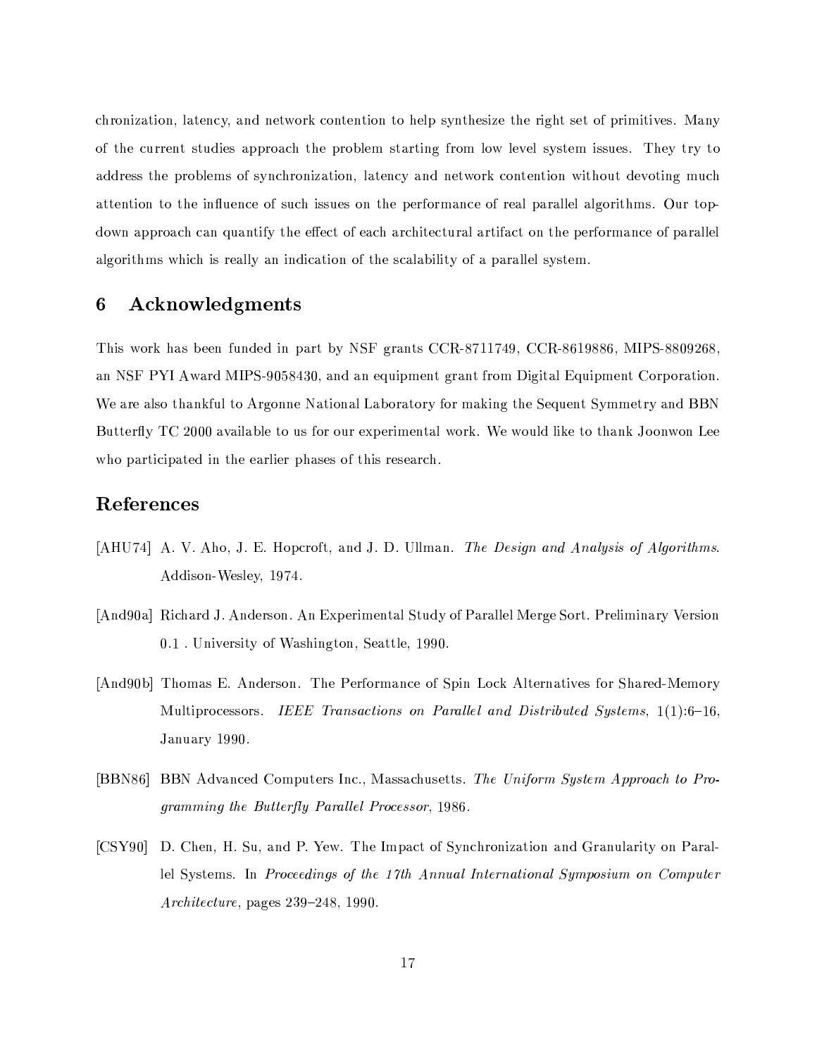chronization, latency, and network contention to help synthesize the right set of primitives. Many of the current studies approach the problem starting from low level system issues. They try to address the problems of synchronization, latency and network contention without devoting much attention to the influence of such issues on the performance of real parallel algorithms. Our top-down approach can quantify the effect of each architectural artifact on the performance of parallel algorithms which is really an indication of the scalability of a parallel system.

## 6 Acknowledgments

This work has been funded in part by NSF grants CCR-8711749, CCR-8619886, MIPS-8809268, an NSF PYI Award MIPS-9058430, and an equipment grant from Digital Equipment Corporation. We are also thankful to Argonne National Laboratory for making the Sequent Symmetry and BBN Butterfly TC 2000 available to us for our experimental work. We would like to thank Joonwon Lee who participated in the earlier phases of this research.

## References

[AHU74] A. V. Aho, J. E. Hopcroft, and J. D. Ullman. *The Design and Analysis of Algorithms*. Addison-Wesley, 1974.

[And90a] Richard J. Anderson. An Experimental Study of Parallel Merge Sort. Preliminary Version 0.1 . University of Washington, Seattle, 1990.

[And90b] Thomas E. Anderson. The Performance of Spin Lock Alternatives for Shared-Memory Multiprocessors. *IEEE Transactions on Parallel and Distributed Systems*, 1(1):6–16, January 1990.

[BBN86] BBN Advanced Computers Inc., Massachusetts. *The Uniform System Approach to Programming the Butterfly Parallel Processor*, 1986.

[CSY90] D. Chen, H. Su, and P. Yew. The Impact of Synchronization and Granularity on Parallel Systems. In *Proceedings of the 17th Annual International Symposium on Computer Architecture*, pages 239–248, 1990.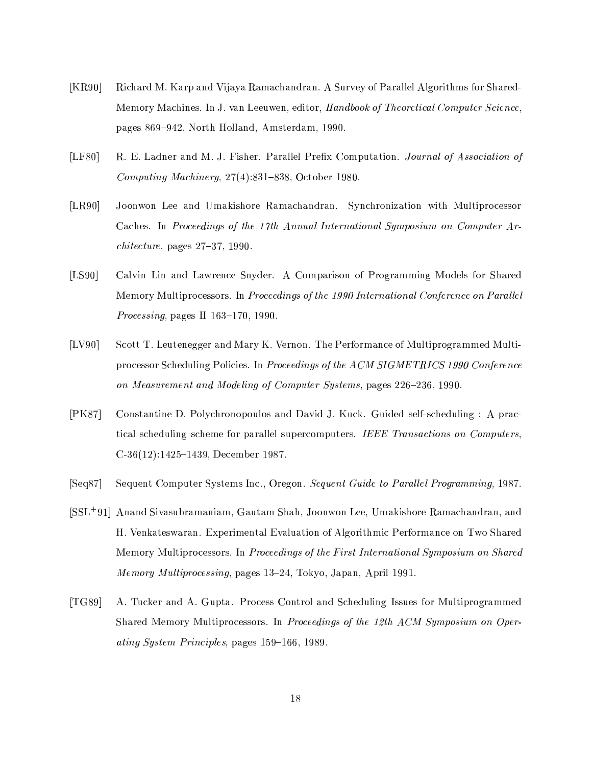[KR90] Richard M. Karp and Vijaya Ramachandran. A Survey of Parallel Algorithms for Shared-Memory Machines. In J. van Leeuwen, editor, *Handbook of Theoretical Computer Science*, pages 869–942. North Holland, Amsterdam, 1990.

[LF80] R. E. Ladner and M. J. Fisher. Parallel Prefix Computation. *Journal of Association of Computing Machinery*, 27(4):831–838, October 1980.

[LR90] Joonwon Lee and Umakishore Ramachandran. Synchronization with Multiprocessor Caches. In *Proceedings of the 17th Annual International Symposium on Computer Architecture*, pages 27–37, 1990.

[LS90] Calvin Lin and Lawrence Snyder. A Comparison of Programming Models for Shared Memory Multiprocessors. In *Proceedings of the 1990 International Conference on Parallel Processing*, pages II 163–170, 1990.

[LV90] Scott T. Leutenegger and Mary K. Vernon. The Performance of Multiprogrammed Multiprocessor Scheduling Policies. In *Proceedings of the ACM SIGMETRICS 1990 Conference on Measurement and Modeling of Computer Systems*, pages 226–236, 1990.

[PK87] Constantine D. Polychronopoulos and David J. Kuck. Guided self-scheduling : A practical scheduling scheme for parallel supercomputers. *IEEE Transactions on Computers*, C-36(12):1425–1439, December 1987.

[Seq87] Sequent Computer Systems Inc., Oregon. *Sequent Guide to Parallel Programming*, 1987.

[SSL+91] Anand Sivasubramaniam, Gautam Shah, Joonwon Lee, Umakishore Ramachandran, and H. Venkateswaran. Experimental Evaluation of Algorithmic Performance on Two Shared Memory Multiprocessors. In *Proceedings of the First International Symposium on Shared Memory Multiprocessing*, pages 13–24, Tokyo, Japan, April 1991.

[TG89] A. Tucker and A. Gupta. Process Control and Scheduling Issues for Multiprogrammed Shared Memory Multiprocessors. In *Proceedings of the 12th ACM Symposium on Operating System Principles*, pages 159–166, 1989.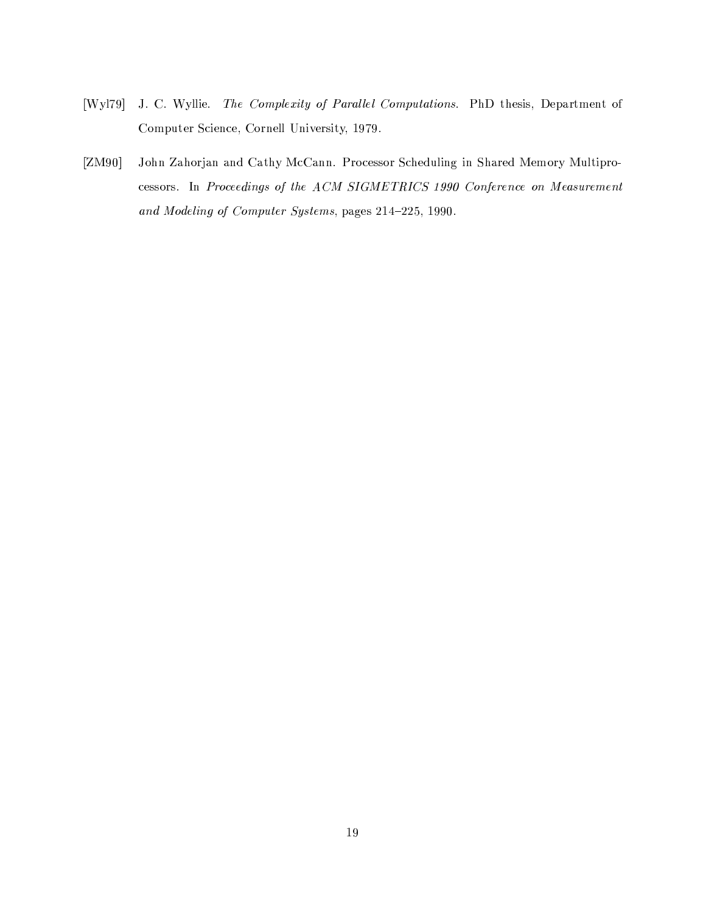[Wyl79] J. C. Wyllie. *The Complexity of Parallel Computations*. PhD thesis, Department of Computer Science, Cornell University, 1979.

[ZM90] John Zahorjan and Cathy McCann. Processor Scheduling in Shared Memory Multiprocessors. In *Proceedings of the ACM SIGMETRICS 1990 Conference on Measurement and Modeling of Computer Systems*, pages 214–225, 1990.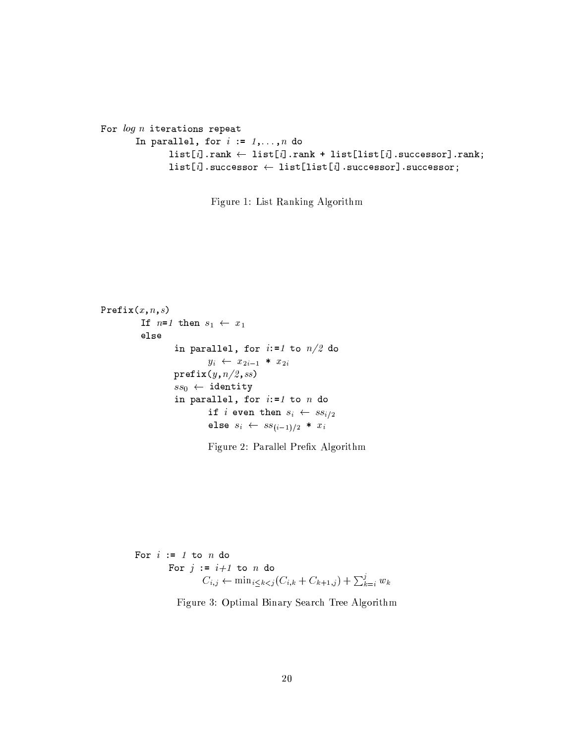```
For log n iterations repeat
    In parallel, for i := 1,...,n do
        list[i].rank ← list[i].rank + list[list[i].successor].rank;
        list[i].successor ← list[list[i].successor].successor;
```

Figure 1: List Ranking Algorithm

```
Prefix(x,n,s)
    If n=1 then s_1 ← x_1
    else
        in parallel, for i:=1 to n/2 do
            y_i ← x_{2i-1} * x_{2i}
        prefix(y,n/2,ss)
        ss_0 ← identity
        in parallel, for i:=1 to n do
            if i even then s_i ← ss_{i/2}
            else s_i ← ss_{(i-1)/2} * x_i
```

Figure 2: Parallel Prefix Algorithm

```
For i := 1 to n do
    For j := i+1 to n do
        C_{i,j} ← min_{i≤k<j}(C_{i,k} + C_{k+1,j}) + Σ_{k=i}^{j} w_k
```

Figure 3: Optimal Binary Search Tree Algorithm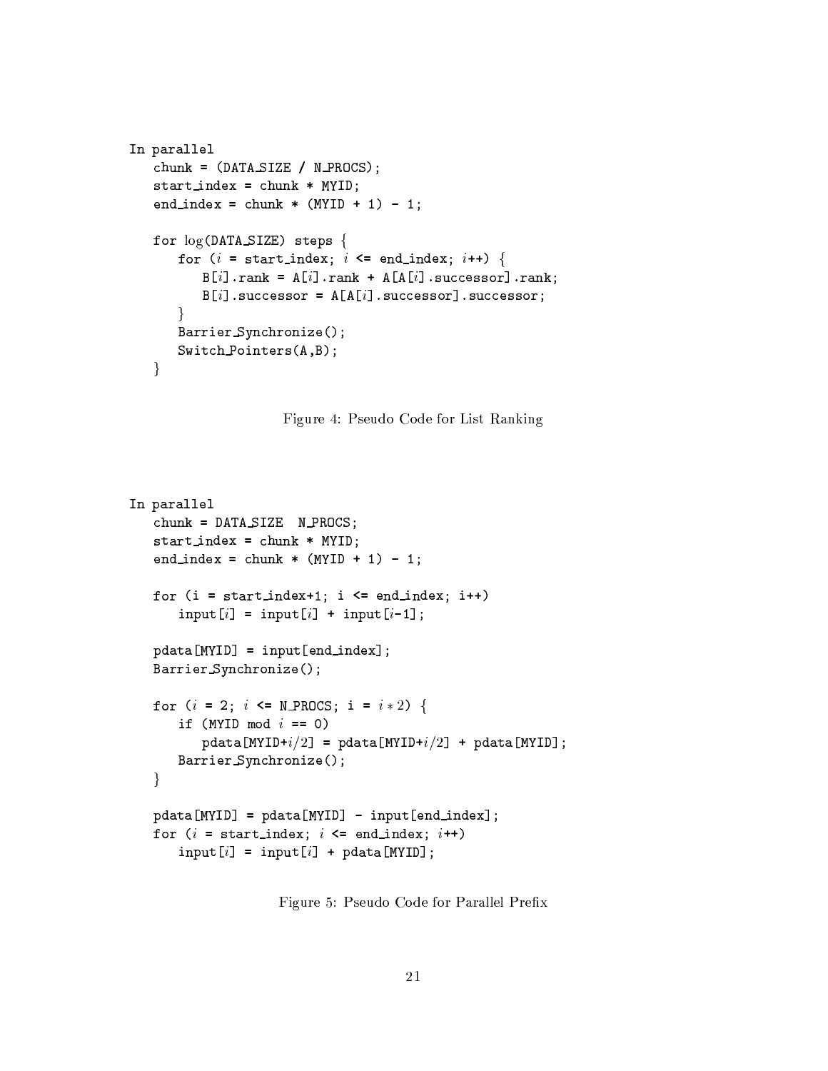```
In parallel
   chunk = (DATA_SIZE / N_PROCS);
   start_index = chunk * MYID;
   end_index = chunk * (MYID + 1) - 1;

   for log(DATA_SIZE) steps {
      for (i = start_index; i <= end_index; i++) {
         B[i].rank = A[i].rank + A[A[i].successor].rank;
         B[i].successor = A[A[i].successor].successor;
      }
      Barrier_Synchronize();
      Switch_Pointers(A,B);
   }
```

Figure 4: Pseudo Code for List Ranking

```
In parallel
   chunk = DATA_SIZE  N_PROCS;
   start_index = chunk * MYID;
   end_index = chunk * (MYID + 1) - 1;

   for (i = start_index+1; i <= end_index; i++)
      input[i] = input[i] + input[i-1];

   pdata[MYID] = input[end_index];
   Barrier_Synchronize();

   for (i = 2; i <= N_PROCS; i = i*2) {
      if (MYID mod i == 0)
         pdata[MYID+i/2] = pdata[MYID+i/2] + pdata[MYID];
      Barrier_Synchronize();
   }

   pdata[MYID] = pdata[MYID] - input[end_index];
   for (i = start_index; i <= end_index; i++)
      input[i] = input[i] + pdata[MYID];
```

Figure 5: Pseudo Code for Parallel Prefix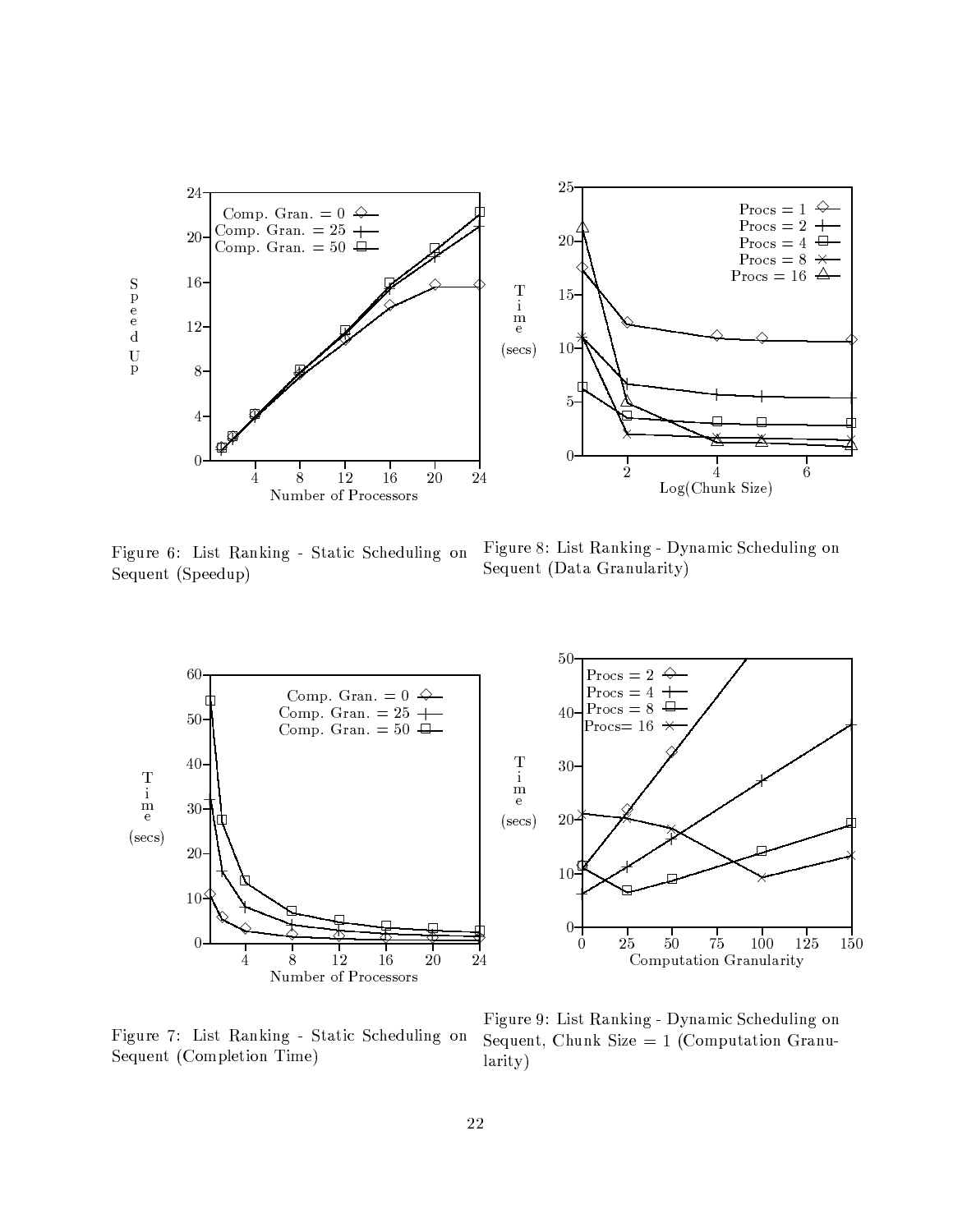Figure 6: List Ranking - Static Scheduling on Sequent (Speedup)

Figure 8: List Ranking - Dynamic Scheduling on Sequent (Data Granularity)

Figure 7: List Ranking - Static Scheduling on Sequent (Completion Time)

Figure 9: List Ranking - Dynamic Scheduling on Sequent, Chunk Size = 1 (Computation Granularity)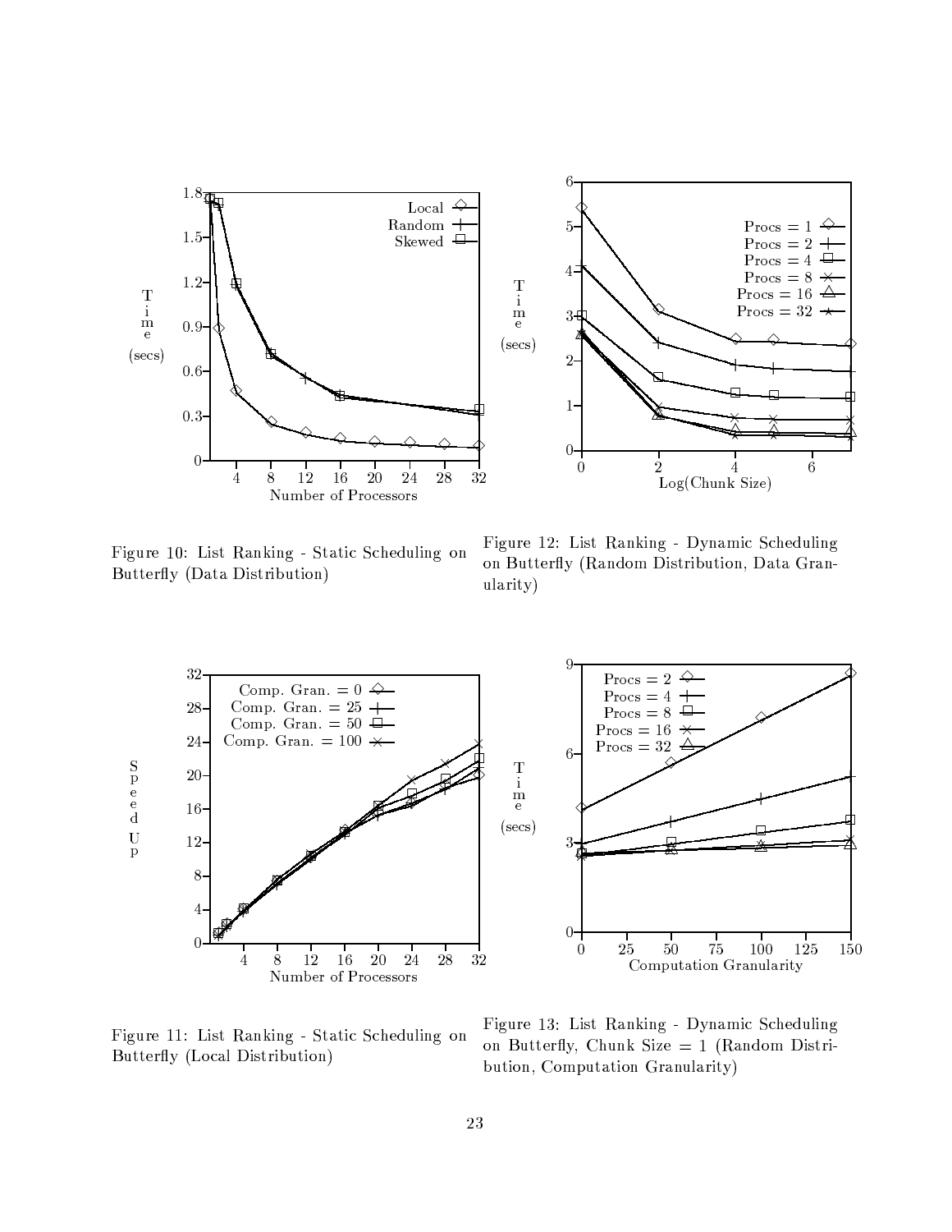Figure 10: List Ranking - Static Scheduling on Butterfly (Data Distribution)

Figure 12: List Ranking - Dynamic Scheduling on Butterfly (Random Distribution, Data Granularity)

Figure 11: List Ranking - Static Scheduling on Butterfly (Local Distribution)

Figure 13: List Ranking - Dynamic Scheduling on Butterfly, Chunk Size = 1 (Random Distribution, Computation Granularity)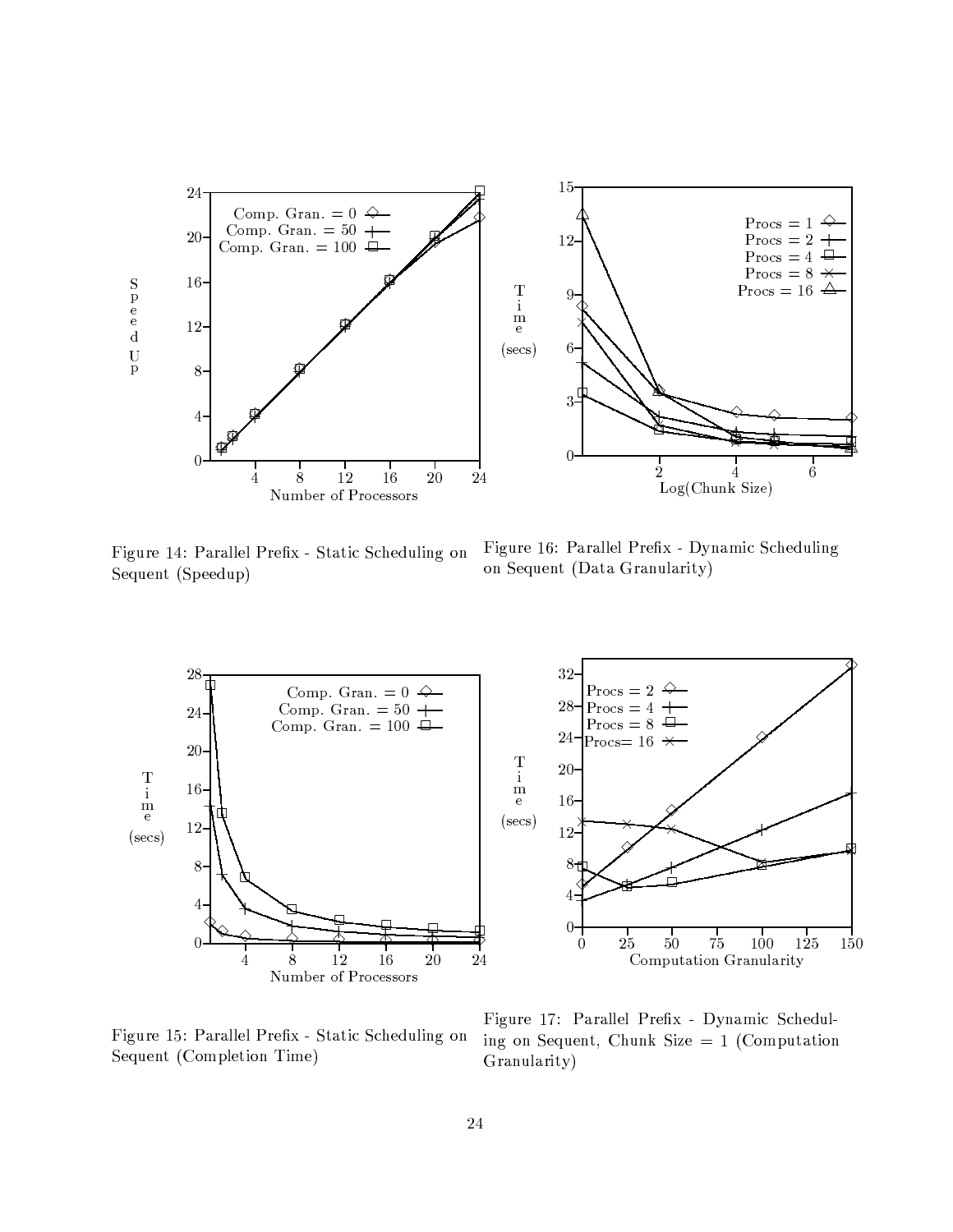Figure 14: Parallel Prefix - Static Scheduling on Sequent (Speedup)

Figure 16: Parallel Prefix - Dynamic Scheduling on Sequent (Data Granularity)

Figure 15: Parallel Prefix - Static Scheduling on Sequent (Completion Time)

Figure 17: Parallel Prefix - Dynamic Scheduling on Sequent, Chunk Size = 1 (Computation Granularity)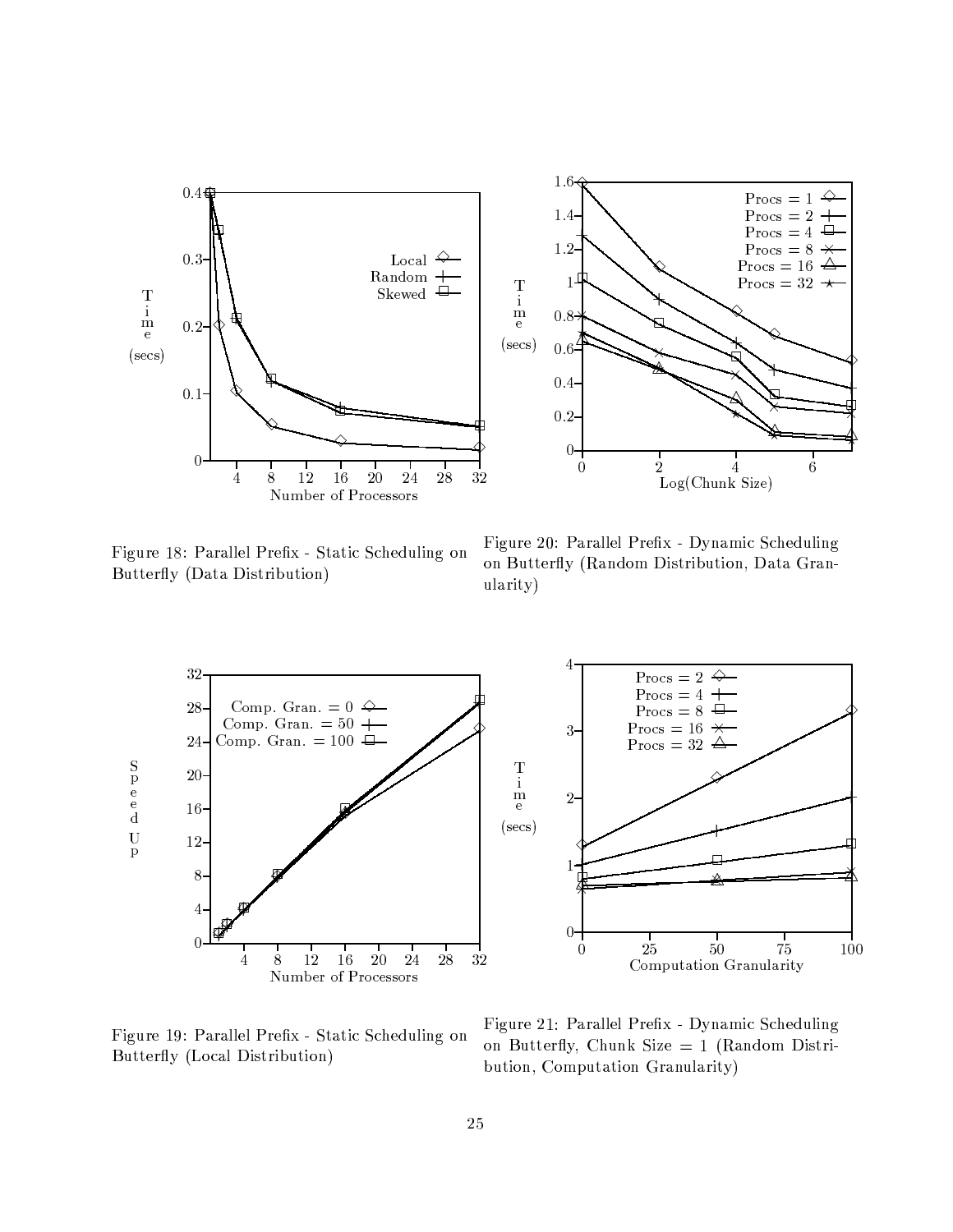Figure 18: Parallel Prefix - Static Scheduling on Butterfly (Data Distribution)

Figure 20: Parallel Prefix - Dynamic Scheduling on Butterfly (Random Distribution, Data Granularity)

Figure 19: Parallel Prefix - Static Scheduling on Butterfly (Local Distribution)

Figure 21: Parallel Prefix - Dynamic Scheduling on Butterfly, Chunk Size = 1 (Random Distribution, Computation Granularity)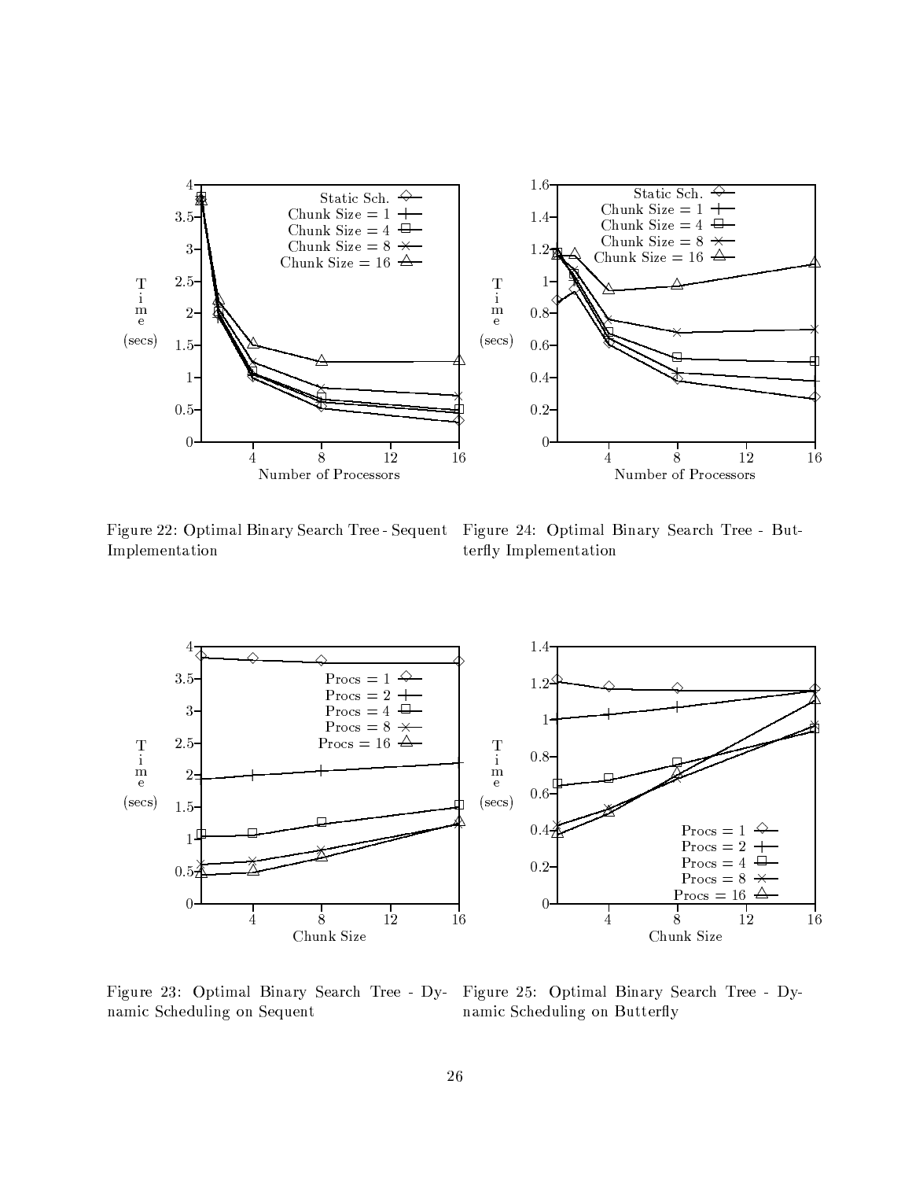4
3.5
3
2.5
2
1.5
1
0.5
0

T i m e (secs)

Static Sch.
Chunk Size = 1
Chunk Size = 4
Chunk Size = 8
Chunk Size = 16

4 8 12 16
Number of Processors

Figure 22: Optimal Binary Search Tree - Sequent Implementation

1.6
1.4
1.2
1
0.8
0.6
0.4
0.2
0

T i m e (secs)

Static Sch.
Chunk Size = 1
Chunk Size = 4
Chunk Size = 8
Chunk Size = 16

4 8 12 16
Number of Processors

Figure 24: Optimal Binary Search Tree - Butterfly Implementation

4
3.5
3
2.5
2
1.5
1
0.5
0

T i m e (secs)

Procs = 1
Procs = 2
Procs = 4
Procs = 8
Procs = 16

4 8 12 16
Chunk Size

Figure 23: Optimal Binary Search Tree - Dynamic Scheduling on Sequent

1.4
1.2
1
0.8
0.6
0.4
0.2
0

T i m e (secs)

Procs = 1
Procs = 2
Procs = 4
Procs = 8
Procs = 16

4 8 12 16
Chunk Size

Figure 25: Optimal Binary Search Tree - Dynamic Scheduling on Butterfly